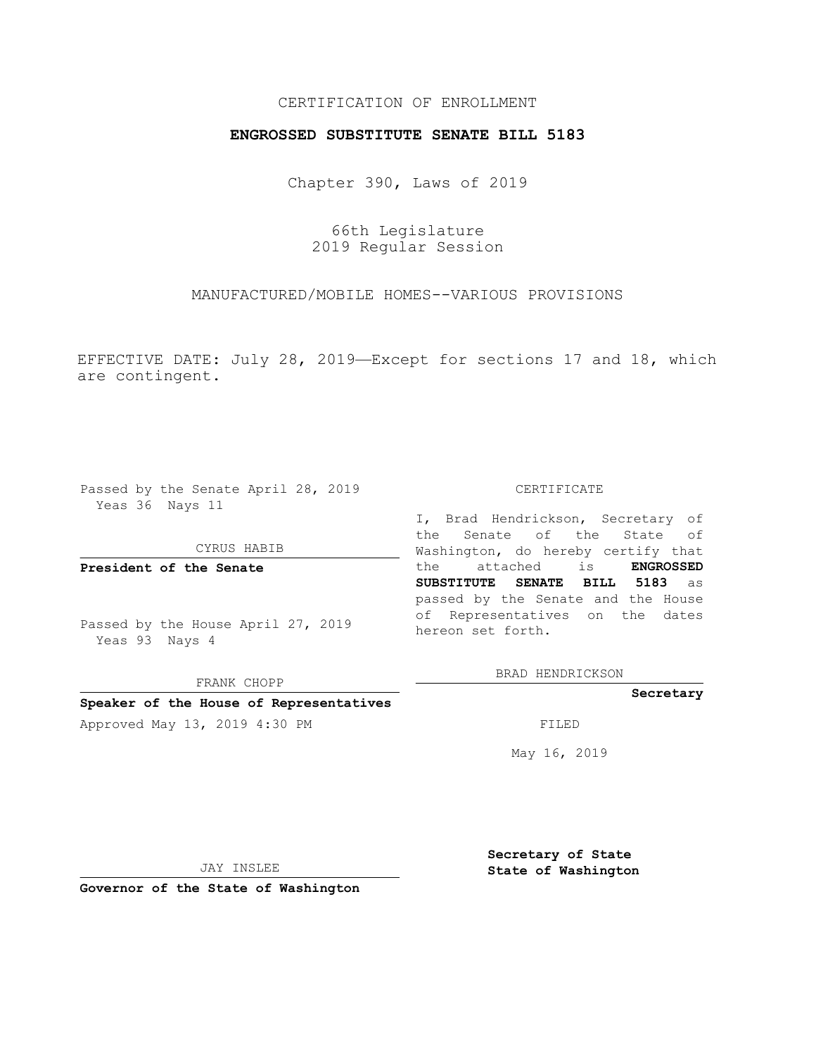CERTIFICATION OF ENROLLMENT

**ENGROSSED SUBSTITUTE SENATE BILL 5183**

Chapter 390, Laws of 2019

66th Legislature
2019 Regular Session

MANUFACTURED/MOBILE HOMES--VARIOUS PROVISIONS

EFFECTIVE DATE: July 28, 2019—Except for sections 17 and 18, which are contingent.

Passed by the Senate April 28, 2019
Yeas 36 Nays 11

CYRUS HABIB

**President of the Senate**

Passed by the House April 27, 2019
Yeas 93 Nays 4

FRANK CHOPP

**Speaker of the House of Representatives**

Approved May 13, 2019 4:30 PM

JAY INSLEE

**Governor of the State of Washington**

CERTIFICATE

I, Brad Hendrickson, Secretary of the Senate of the State of Washington, do hereby certify that the attached is **ENGROSSED SUBSTITUTE SENATE BILL 5183** as passed by the Senate and the House of Representatives on the dates hereon set forth.

BRAD HENDRICKSON

**Secretary**

FILED

May 16, 2019

**Secretary of State**
**State of Washington**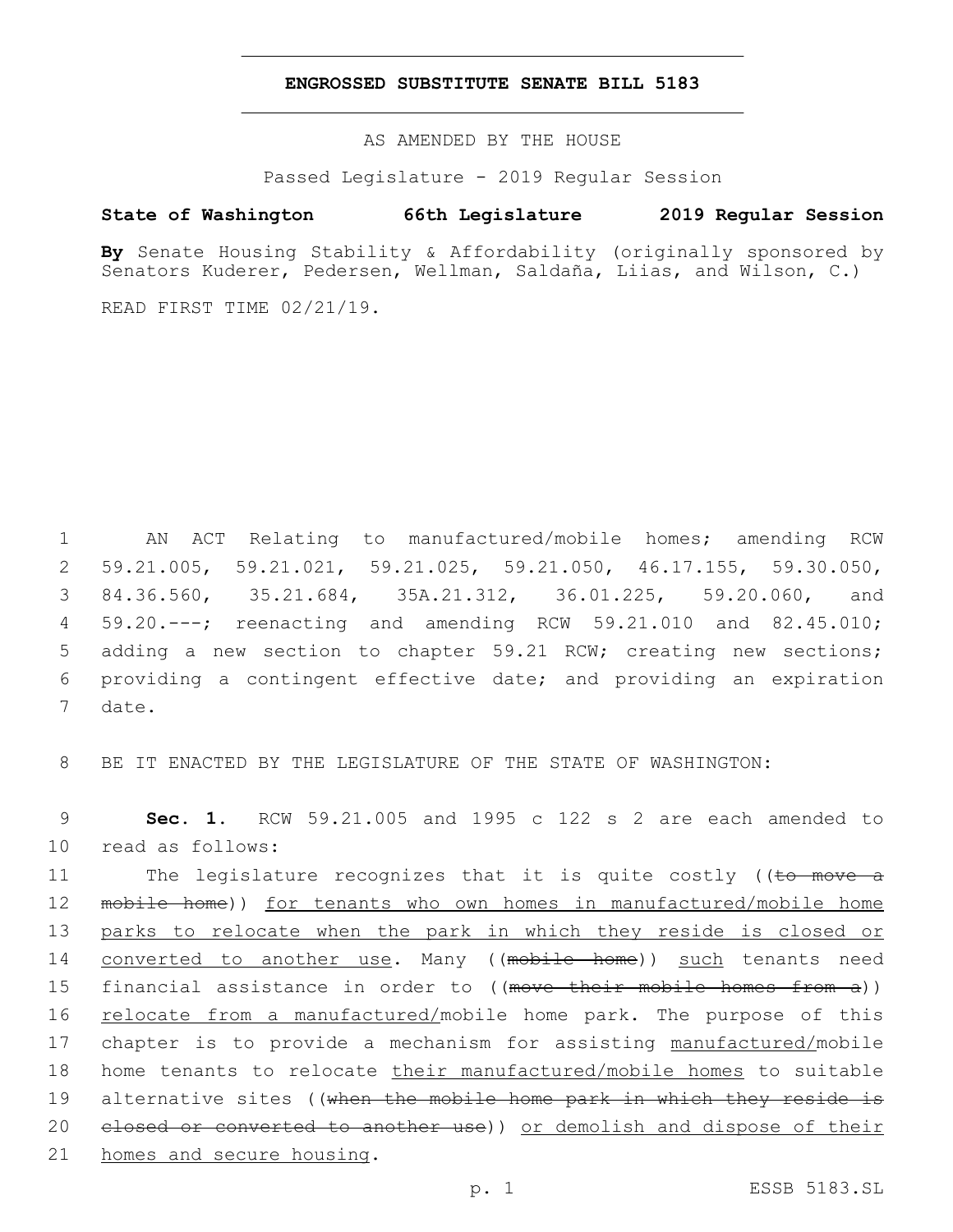# ENGROSSED SUBSTITUTE SENATE BILL 5183

AS AMENDED BY THE HOUSE

Passed Legislature - 2019 Regular Session

**State of Washington 66th Legislature 2019 Regular Session**

**By** Senate Housing Stability & Affordability (originally sponsored by Senators Kuderer, Pedersen, Wellman, Saldaña, Liias, and Wilson, C.)

READ FIRST TIME 02/21/19.

AN ACT Relating to manufactured/mobile homes; amending RCW 59.21.005, 59.21.021, 59.21.025, 59.21.050, 46.17.155, 59.30.050, 84.36.560, 35.21.684, 35A.21.312, 36.01.225, 59.20.060, and 59.20.---; reenacting and amending RCW 59.21.010 and 82.45.010; adding a new section to chapter 59.21 RCW; creating new sections; providing a contingent effective date; and providing an expiration date.

BE IT ENACTED BY THE LEGISLATURE OF THE STATE OF WASHINGTON:

**Sec. 1.** RCW 59.21.005 and 1995 c 122 s 2 are each amended to read as follows:

The legislature recognizes that it is quite costly ((~~to move a mobile home~~)) <u>for tenants who own homes in manufactured/mobile home parks to relocate when the park in which they reside is closed or converted to another use</u>. Many ((~~mobile home~~)) <u>such</u> tenants need financial assistance in order to ((~~move their mobile homes from a~~)) <u>relocate from a manufactured/</u>mobile home park. The purpose of this chapter is to provide a mechanism for assisting <u>manufactured/</u>mobile home tenants to relocate <u>their manufactured/mobile homes</u> to suitable alternative sites ((~~when the mobile home park in which they reside is closed or converted to another use~~)) <u>or demolish and dispose of their homes and secure housing</u>.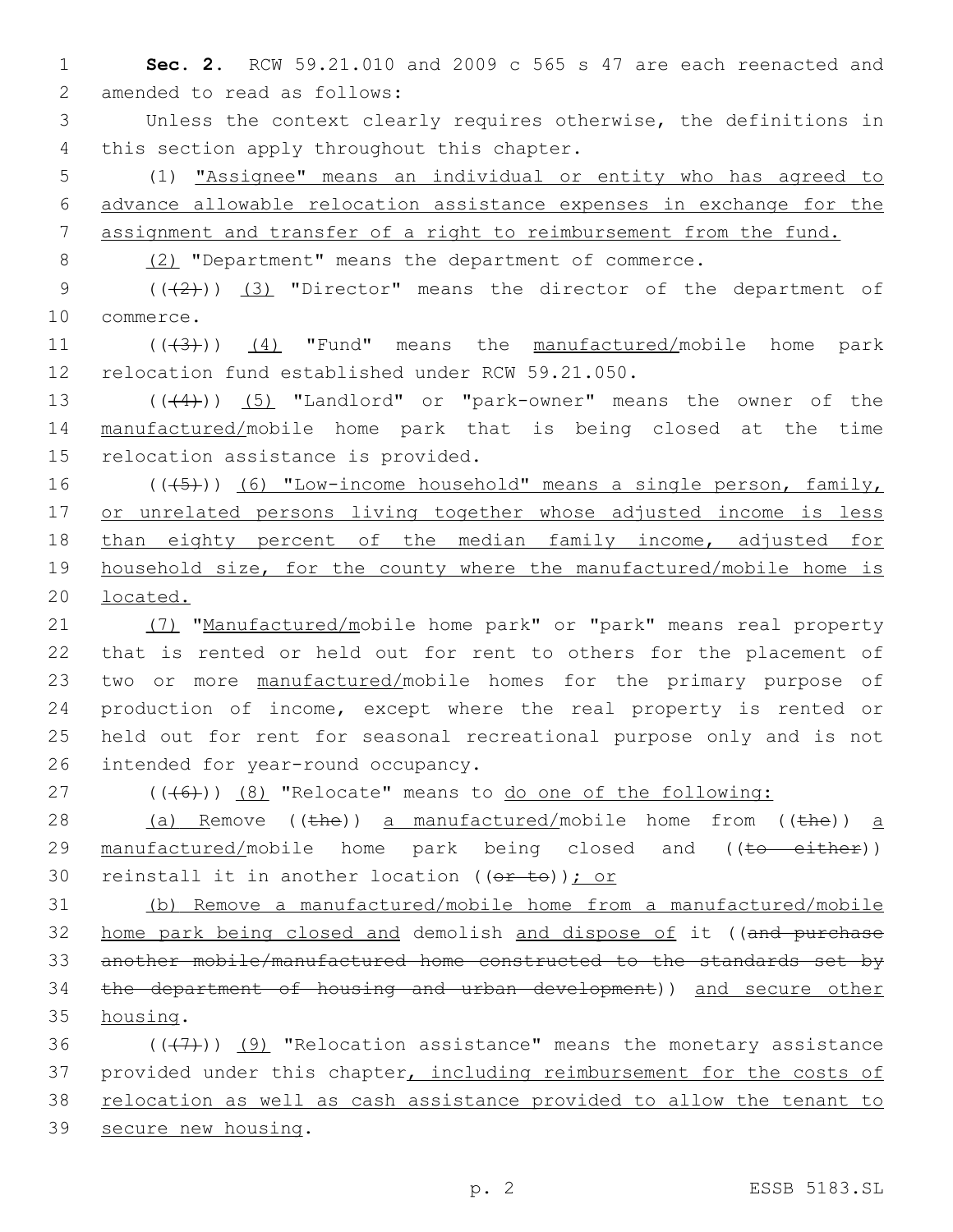**Sec. 2.** RCW 59.21.010 and 2009 c 565 s 47 are each reenacted and amended to read as follows:

Unless the context clearly requires otherwise, the definitions in this section apply throughout this chapter.

(1) "Assignee" means an individual or entity who has agreed to advance allowable relocation assistance expenses in exchange for the assignment and transfer of a right to reimbursement from the fund.

(2) "Department" means the department of commerce.

(((2))) (3) "Director" means the director of the department of commerce.

(((3))) (4) "Fund" means the manufactured/mobile home park relocation fund established under RCW 59.21.050.

(((4))) (5) "Landlord" or "park-owner" means the owner of the manufactured/mobile home park that is being closed at the time relocation assistance is provided.

(((5))) (6) "Low-income household" means a single person, family, or unrelated persons living together whose adjusted income is less than eighty percent of the median family income, adjusted for household size, for the county where the manufactured/mobile home is located.

(7) "Manufactured/mobile home park" or "park" means real property that is rented or held out for rent to others for the placement of two or more manufactured/mobile homes for the primary purpose of production of income, except where the real property is rented or held out for rent for seasonal recreational purpose only and is not intended for year-round occupancy.

(((6))) (8) "Relocate" means to do one of the following:

(a) Remove ((the)) a manufactured/mobile home from ((the)) a manufactured/mobile home park being closed and ((to either)) reinstall it in another location ((or to)); or

(b) Remove a manufactured/mobile home from a manufactured/mobile home park being closed and demolish and dispose of it ((and purchase another mobile/manufactured home constructed to the standards set by the department of housing and urban development)) and secure other housing.

(((7))) (9) "Relocation assistance" means the monetary assistance provided under this chapter, including reimbursement for the costs of relocation as well as cash assistance provided to allow the tenant to secure new housing.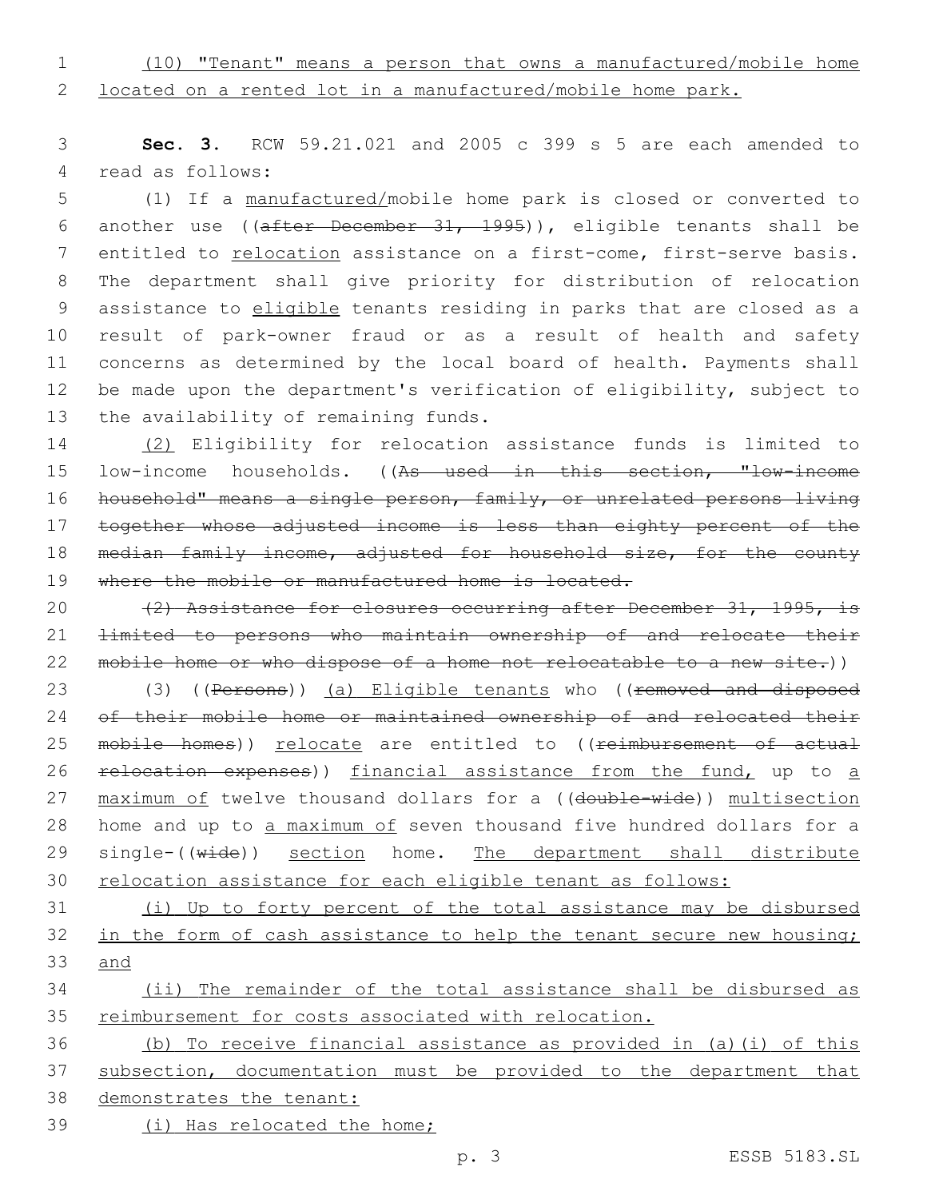(10) "Tenant" means a person that owns a manufactured/mobile home located on a rented lot in a manufactured/mobile home park.

**Sec. 3.** RCW 59.21.021 and 2005 c 399 s 5 are each amended to read as follows:

(1) If a manufactured/mobile home park is closed or converted to another use ((~~after December 31, 1995~~)), eligible tenants shall be entitled to relocation assistance on a first-come, first-serve basis. The department shall give priority for distribution of relocation assistance to eligible tenants residing in parks that are closed as a result of park-owner fraud or as a result of health and safety concerns as determined by the local board of health. Payments shall be made upon the department's verification of eligibility, subject to the availability of remaining funds.

(2) Eligibility for relocation assistance funds is limited to low-income households. ((~~As used in this section, "low-income household" means a single person, family, or unrelated persons living together whose adjusted income is less than eighty percent of the median family income, adjusted for household size, for the county where the mobile or manufactured home is located.~~

~~(2) Assistance for closures occurring after December 31, 1995, is limited to persons who maintain ownership of and relocate their mobile home or who dispose of a home not relocatable to a new site.~~))

(3) ((~~Persons~~)) (a) Eligible tenants who ((~~removed and disposed of their mobile home or maintained ownership of and relocated their mobile homes~~)) relocate are entitled to ((~~reimbursement of actual relocation expenses~~)) financial assistance from the fund, up to a maximum of twelve thousand dollars for a ((~~double-wide~~)) multisection home and up to a maximum of seven thousand five hundred dollars for a single-((~~wide~~)) section home. The department shall distribute relocation assistance for each eligible tenant as follows:

(i) Up to forty percent of the total assistance may be disbursed in the form of cash assistance to help the tenant secure new housing; and

(ii) The remainder of the total assistance shall be disbursed as reimbursement for costs associated with relocation.

(b) To receive financial assistance as provided in (a)(i) of this subsection, documentation must be provided to the department that demonstrates the tenant:

(i) Has relocated the home;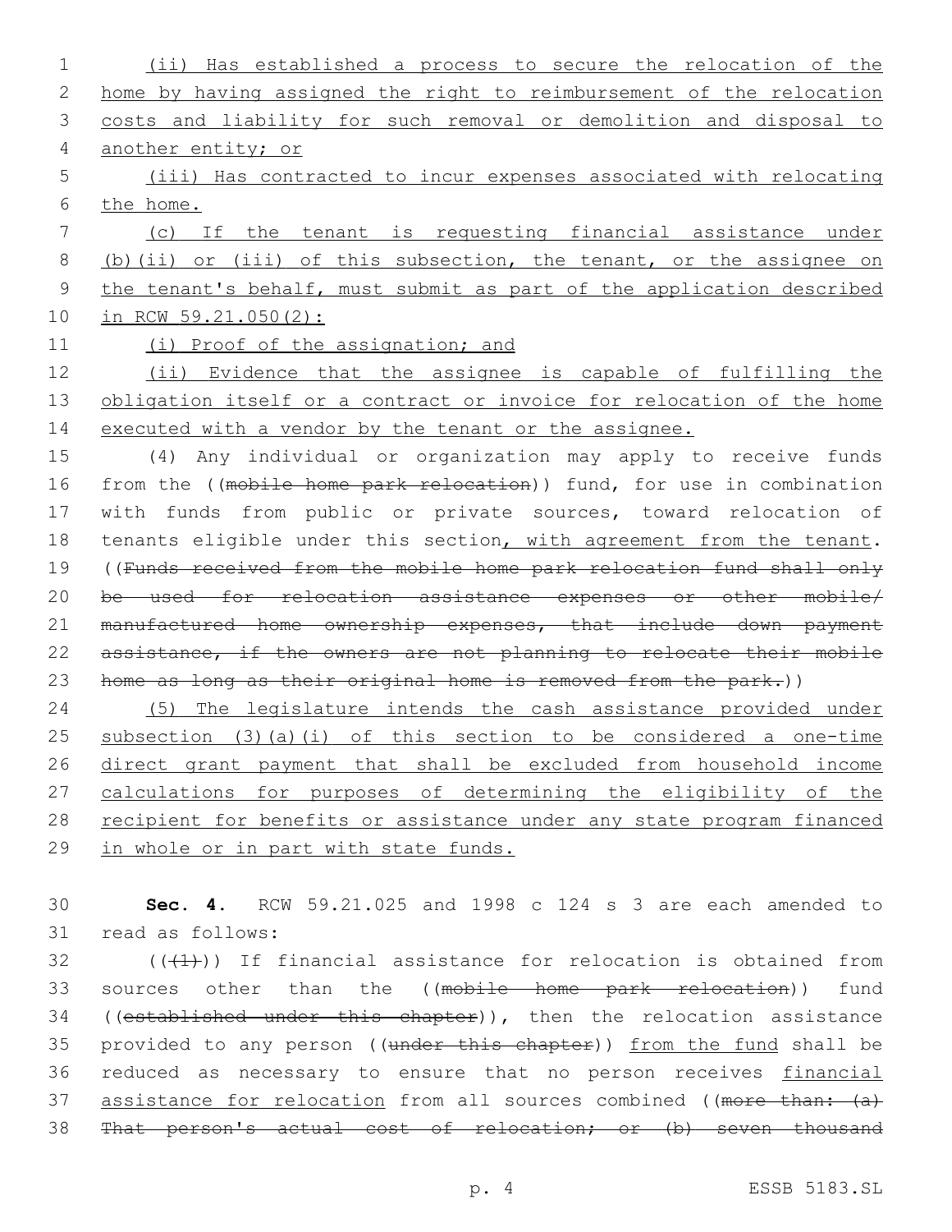(ii) Has established a process to secure the relocation of the home by having assigned the right to reimbursement of the relocation costs and liability for such removal or demolition and disposal to another entity; or

(iii) Has contracted to incur expenses associated with relocating the home.

(c) If the tenant is requesting financial assistance under (b)(ii) or (iii) of this subsection, the tenant, or the assignee on the tenant's behalf, must submit as part of the application described in RCW 59.21.050(2):

(i) Proof of the assignation; and

(ii) Evidence that the assignee is capable of fulfilling the obligation itself or a contract or invoice for relocation of the home executed with a vendor by the tenant or the assignee.

(4) Any individual or organization may apply to receive funds from the ((~~mobile home park relocation~~)) fund, for use in combination with funds from public or private sources, toward relocation of tenants eligible under this section, with agreement from the tenant. ((~~Funds received from the mobile home park relocation fund shall only be used for relocation assistance expenses or other mobile/manufactured home ownership expenses, that include down payment assistance, if the owners are not planning to relocate their mobile home as long as their original home is removed from the park.~~))

(5) The legislature intends the cash assistance provided under subsection (3)(a)(i) of this section to be considered a one-time direct grant payment that shall be excluded from household income calculations for purposes of determining the eligibility of the recipient for benefits or assistance under any state program financed in whole or in part with state funds.

**Sec. 4.** RCW 59.21.025 and 1998 c 124 s 3 are each amended to read as follows:

((~~(1)~~)) If financial assistance for relocation is obtained from sources other than the ((~~mobile home park relocation~~)) fund ((~~established under this chapter~~)), then the relocation assistance provided to any person ((~~under this chapter~~)) from the fund shall be reduced as necessary to ensure that no person receives financial assistance for relocation from all sources combined ((~~more than: (a) That person's actual cost of relocation; or (b) seven thousand~~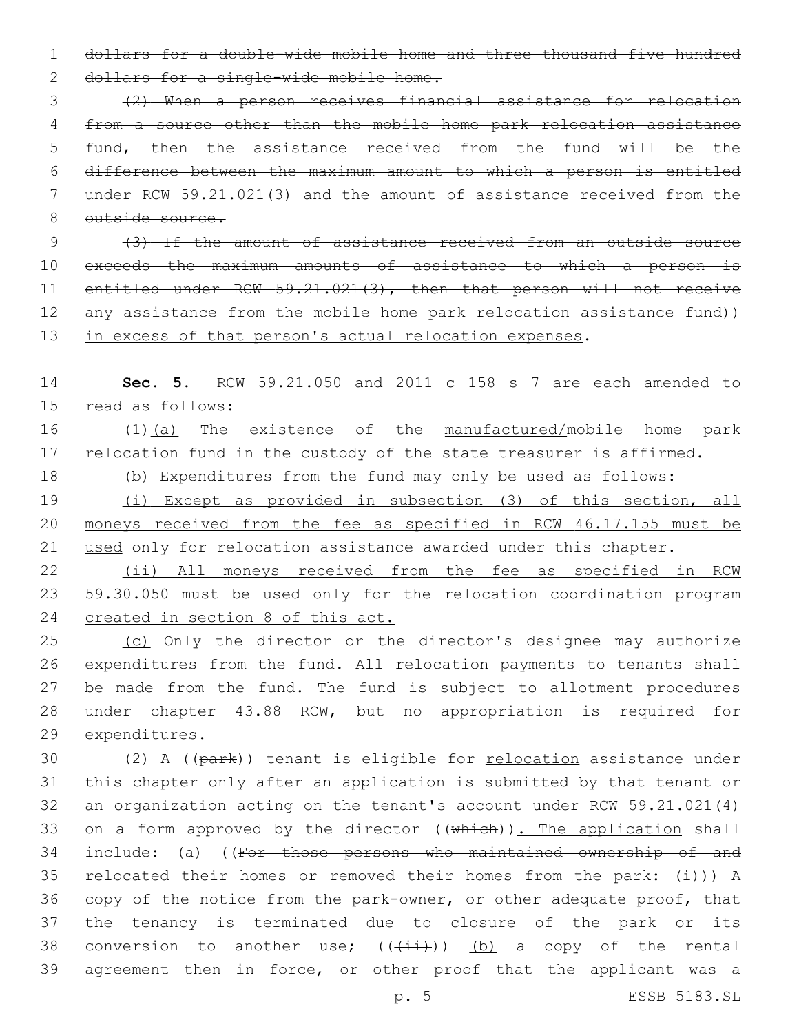~~dollars for a double-wide mobile home and three thousand five hundred dollars for a single-wide mobile home.~~

~~(2) When a person receives financial assistance for relocation from a source other than the mobile home park relocation assistance fund, then the assistance received from the fund will be the difference between the maximum amount to which a person is entitled under RCW 59.21.021(3) and the amount of assistance received from the outside source.~~

~~(3) If the amount of assistance received from an outside source exceeds the maximum amounts of assistance to which a person is entitled under RCW 59.21.021(3), then that person will not receive any assistance from the mobile home park relocation assistance fund~~)) in excess of that person's actual relocation expenses.

**Sec. 5.** RCW 59.21.050 and 2011 c 158 s 7 are each amended to read as follows:

(1)(a) The existence of the manufactured/mobile home park relocation fund in the custody of the state treasurer is affirmed.

(b) Expenditures from the fund may only be used as follows:

(i) Except as provided in subsection (3) of this section, all moneys received from the fee as specified in RCW 46.17.155 must be used only for relocation assistance awarded under this chapter.

(ii) All moneys received from the fee as specified in RCW 59.30.050 must be used only for the relocation coordination program created in section 8 of this act.

(c) Only the director or the director's designee may authorize expenditures from the fund. All relocation payments to tenants shall be made from the fund. The fund is subject to allotment procedures under chapter 43.88 RCW, but no appropriation is required for expenditures.

(2) A ((~~park~~)) tenant is eligible for relocation assistance under this chapter only after an application is submitted by that tenant or an organization acting on the tenant's account under RCW 59.21.021(4) on a form approved by the director ((~~which~~)). The application shall include: (a) ((~~For those persons who maintained ownership of and relocated their homes or removed their homes from the park: (i)~~)) A copy of the notice from the park-owner, or other adequate proof, that the tenancy is terminated due to closure of the park or its conversion to another use; ((~~(ii)~~)) (b) a copy of the rental agreement then in force, or other proof that the applicant was a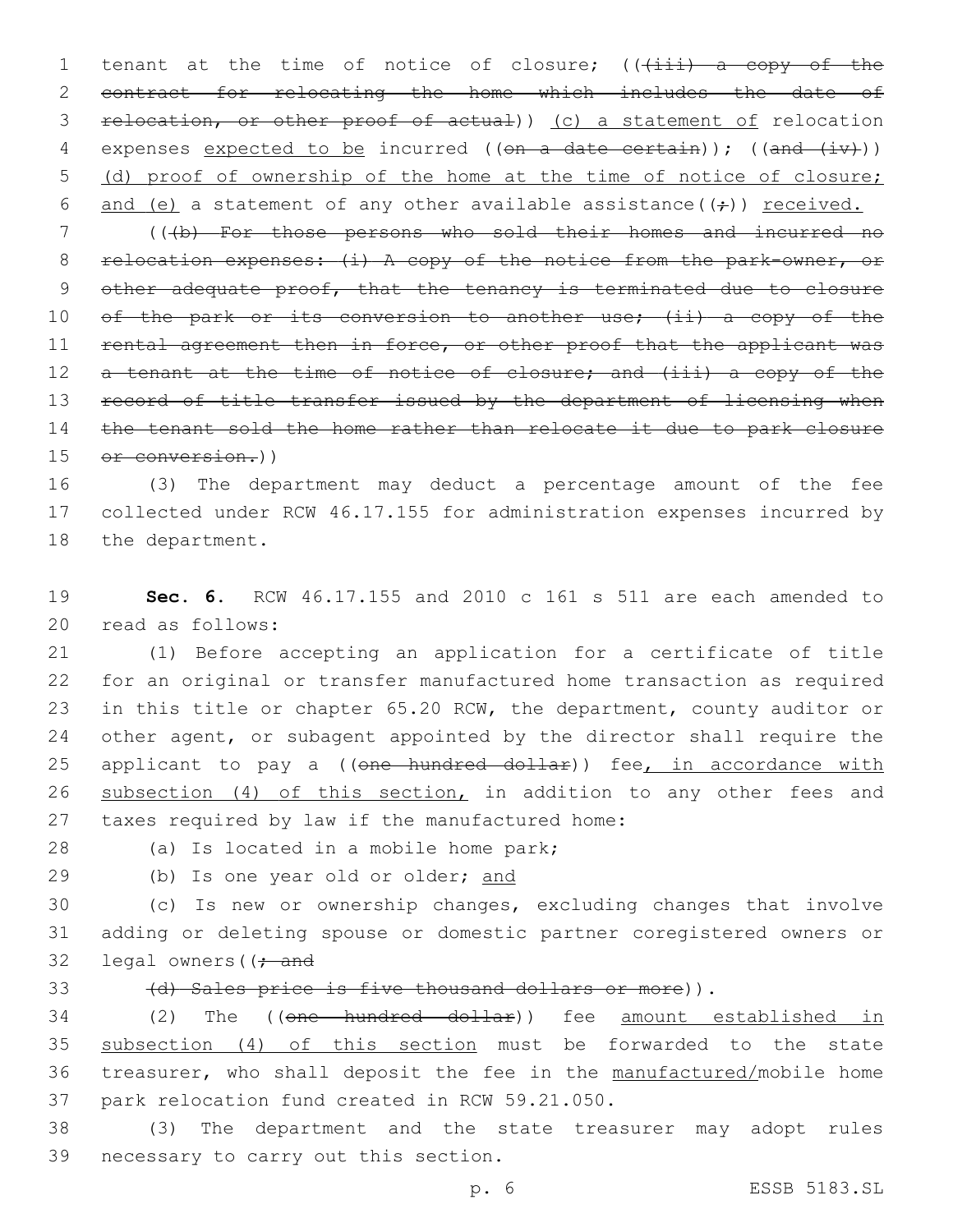tenant at the time of notice of closure; ~~((iii) a copy of the contract for relocating the home which includes the date of relocation, or other proof of actual)~~ <u>(c) a statement of</u> relocation expenses <u>expected to be</u> incurred ~~((on a date certain))~~; ~~((and (iv)))~~ <u>(d) proof of ownership of the home at the time of notice of closure; and (e)</u> a statement of any other available assistance~~((;))~~ <u>received.</u>

~~((b) For those persons who sold their homes and incurred no relocation expenses: (i) A copy of the notice from the park-owner, or other adequate proof, that the tenancy is terminated due to closure of the park or its conversion to another use; (ii) a copy of the rental agreement then in force, or other proof that the applicant was a tenant at the time of notice of closure; and (iii) a copy of the record of title transfer issued by the department of licensing when the tenant sold the home rather than relocate it due to park closure or conversion.))~~

(3) The department may deduct a percentage amount of the fee collected under RCW 46.17.155 for administration expenses incurred by the department.

**Sec. 6.** RCW 46.17.155 and 2010 c 161 s 511 are each amended to read as follows:

(1) Before accepting an application for a certificate of title for an original or transfer manufactured home transaction as required in this title or chapter 65.20 RCW, the department, county auditor or other agent, or subagent appointed by the director shall require the applicant to pay a ~~((one hundred dollar))~~ fee<u>, in accordance with subsection (4) of this section,</u> in addition to any other fees and taxes required by law if the manufactured home:

(a) Is located in a mobile home park;

(b) Is one year old or older; <u>and</u>

(c) Is new or ownership changes, excluding changes that involve adding or deleting spouse or domestic partner coregistered owners or legal owners~~((; and~~

~~(d) Sales price is five thousand dollars or more))~~.

(2) The ~~((one hundred dollar))~~ fee <u>amount established in subsection (4) of this section</u> must be forwarded to the state treasurer, who shall deposit the fee in the <u>manufactured/</u>mobile home park relocation fund created in RCW 59.21.050.

(3) The department and the state treasurer may adopt rules necessary to carry out this section.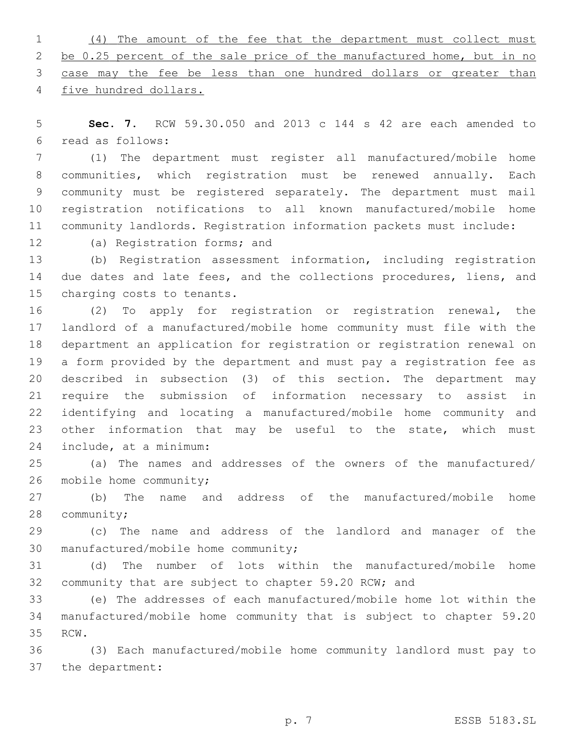(4) The amount of the fee that the department must collect must be 0.25 percent of the sale price of the manufactured home, but in no case may the fee be less than one hundred dollars or greater than five hundred dollars.

**Sec. 7.** RCW 59.30.050 and 2013 c 144 s 42 are each amended to read as follows:

(1) The department must register all manufactured/mobile home communities, which registration must be renewed annually. Each community must be registered separately. The department must mail registration notifications to all known manufactured/mobile home community landlords. Registration information packets must include:

(a) Registration forms; and

(b) Registration assessment information, including registration due dates and late fees, and the collections procedures, liens, and charging costs to tenants.

(2) To apply for registration or registration renewal, the landlord of a manufactured/mobile home community must file with the department an application for registration or registration renewal on a form provided by the department and must pay a registration fee as described in subsection (3) of this section. The department may require the submission of information necessary to assist in identifying and locating a manufactured/mobile home community and other information that may be useful to the state, which must include, at a minimum:

(a) The names and addresses of the owners of the manufactured/mobile home community;

(b) The name and address of the manufactured/mobile home community;

(c) The name and address of the landlord and manager of the manufactured/mobile home community;

(d) The number of lots within the manufactured/mobile home community that are subject to chapter 59.20 RCW; and

(e) The addresses of each manufactured/mobile home lot within the manufactured/mobile home community that is subject to chapter 59.20 RCW.

(3) Each manufactured/mobile home community landlord must pay to the department: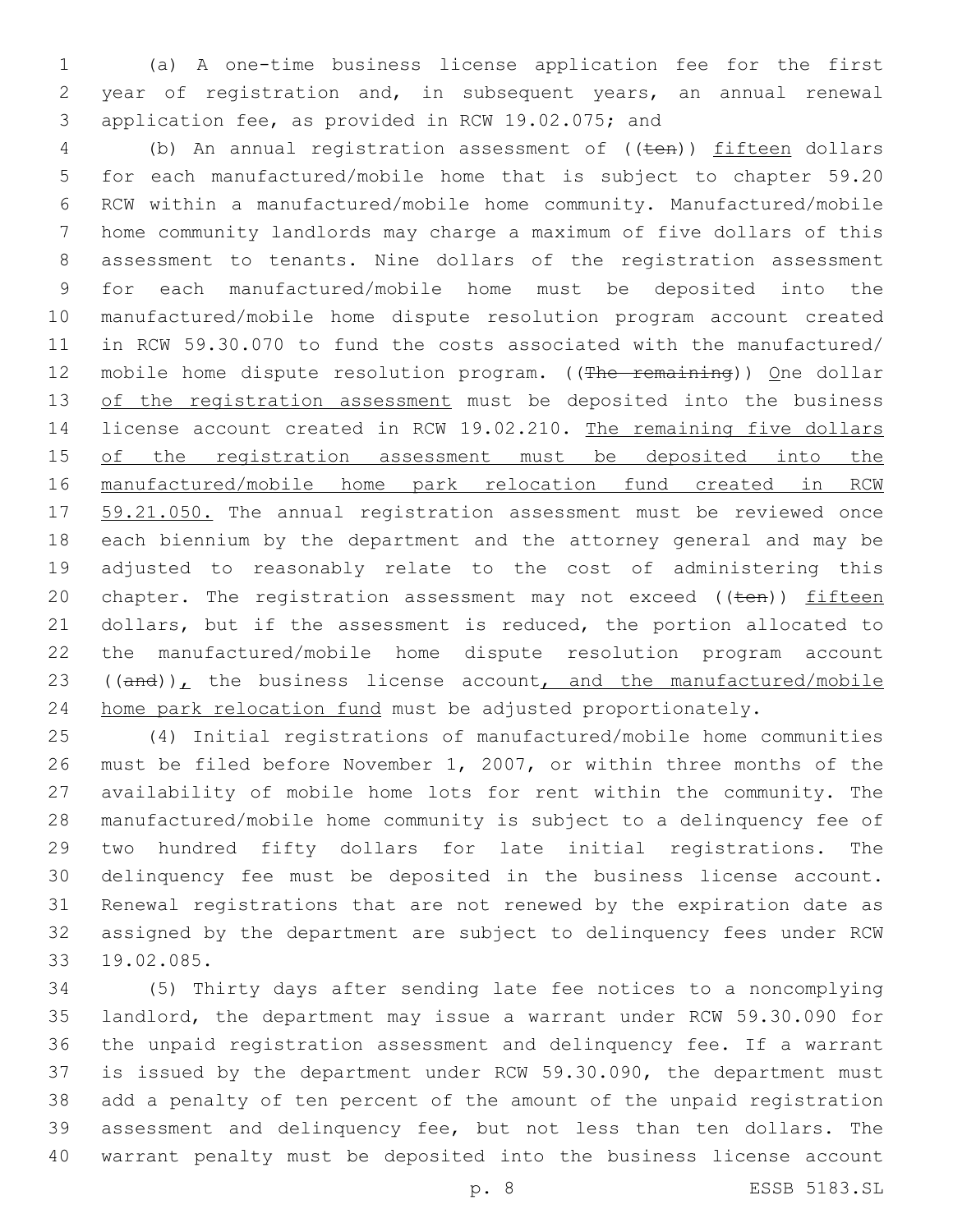(a) A one-time business license application fee for the first year of registration and, in subsequent years, an annual renewal application fee, as provided in RCW 19.02.075; and

(b) An annual registration assessment of ((~~ten~~)) <u>fifteen</u> dollars for each manufactured/mobile home that is subject to chapter 59.20 RCW within a manufactured/mobile home community. Manufactured/mobile home community landlords may charge a maximum of five dollars of this assessment to tenants. Nine dollars of the registration assessment for each manufactured/mobile home must be deposited into the manufactured/mobile home dispute resolution program account created in RCW 59.30.070 to fund the costs associated with the manufactured/mobile home dispute resolution program. ((~~The remaining~~)) <u>One</u> dollar <u>of the registration assessment</u> must be deposited into the business license account created in RCW 19.02.210. <u>The remaining five dollars of the registration assessment must be deposited into the manufactured/mobile home park relocation fund created in RCW 59.21.050.</u> The annual registration assessment must be reviewed once each biennium by the department and the attorney general and may be adjusted to reasonably relate to the cost of administering this chapter. The registration assessment may not exceed ((~~ten~~)) <u>fifteen</u> dollars, but if the assessment is reduced, the portion allocated to the manufactured/mobile home dispute resolution program account ((~~and~~))<u>,</u> the business license account<u>, and the manufactured/mobile home park relocation fund</u> must be adjusted proportionately.

(4) Initial registrations of manufactured/mobile home communities must be filed before November 1, 2007, or within three months of the availability of mobile home lots for rent within the community. The manufactured/mobile home community is subject to a delinquency fee of two hundred fifty dollars for late initial registrations. The delinquency fee must be deposited in the business license account. Renewal registrations that are not renewed by the expiration date as assigned by the department are subject to delinquency fees under RCW 19.02.085.

(5) Thirty days after sending late fee notices to a noncomplying landlord, the department may issue a warrant under RCW 59.30.090 for the unpaid registration assessment and delinquency fee. If a warrant is issued by the department under RCW 59.30.090, the department must add a penalty of ten percent of the amount of the unpaid registration assessment and delinquency fee, but not less than ten dollars. The warrant penalty must be deposited into the business license account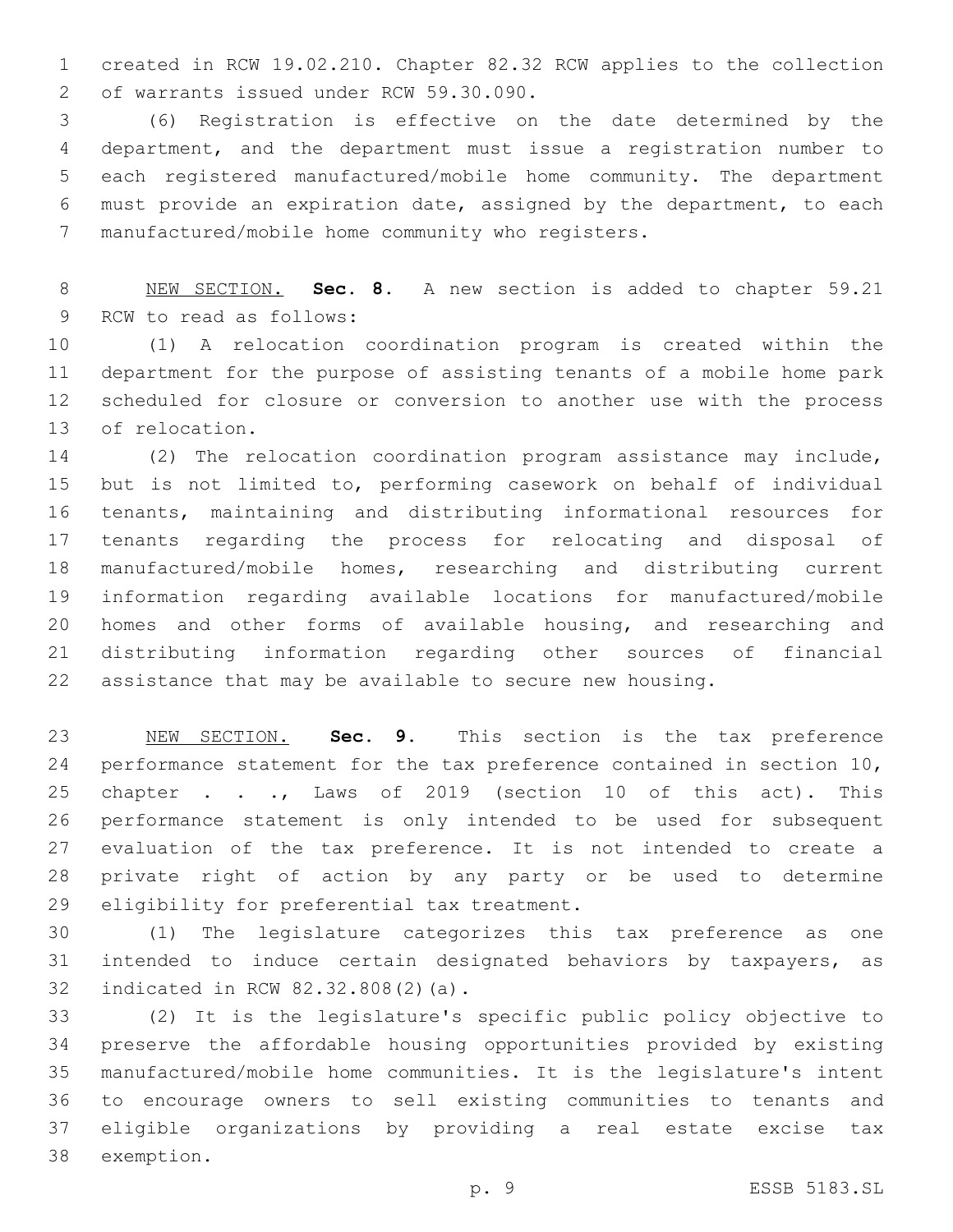created in RCW 19.02.210. Chapter 82.32 RCW applies to the collection of warrants issued under RCW 59.30.090.

(6) Registration is effective on the date determined by the department, and the department must issue a registration number to each registered manufactured/mobile home community. The department must provide an expiration date, assigned by the department, to each manufactured/mobile home community who registers.

NEW SECTION. **Sec. 8.** A new section is added to chapter 59.21 RCW to read as follows:

(1) A relocation coordination program is created within the department for the purpose of assisting tenants of a mobile home park scheduled for closure or conversion to another use with the process of relocation.

(2) The relocation coordination program assistance may include, but is not limited to, performing casework on behalf of individual tenants, maintaining and distributing informational resources for tenants regarding the process for relocating and disposal of manufactured/mobile homes, researching and distributing current information regarding available locations for manufactured/mobile homes and other forms of available housing, and researching and distributing information regarding other sources of financial assistance that may be available to secure new housing.

NEW SECTION. **Sec. 9.** This section is the tax preference performance statement for the tax preference contained in section 10, chapter . . ., Laws of 2019 (section 10 of this act). This performance statement is only intended to be used for subsequent evaluation of the tax preference. It is not intended to create a private right of action by any party or be used to determine eligibility for preferential tax treatment.

(1) The legislature categorizes this tax preference as one intended to induce certain designated behaviors by taxpayers, as indicated in RCW 82.32.808(2)(a).

(2) It is the legislature's specific public policy objective to preserve the affordable housing opportunities provided by existing manufactured/mobile home communities. It is the legislature's intent to encourage owners to sell existing communities to tenants and eligible organizations by providing a real estate excise tax exemption.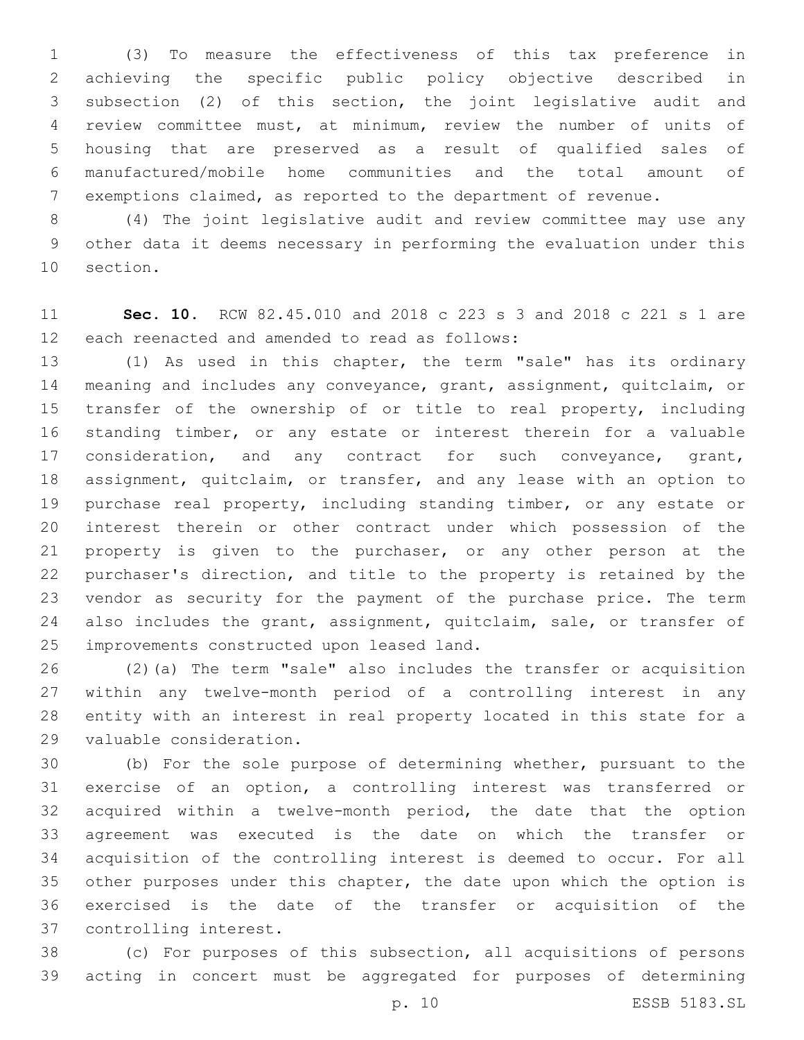(3) To measure the effectiveness of this tax preference in achieving the specific public policy objective described in subsection (2) of this section, the joint legislative audit and review committee must, at minimum, review the number of units of housing that are preserved as a result of qualified sales of manufactured/mobile home communities and the total amount of exemptions claimed, as reported to the department of revenue.

(4) The joint legislative audit and review committee may use any other data it deems necessary in performing the evaluation under this section.

**Sec. 10.** RCW 82.45.010 and 2018 c 223 s 3 and 2018 c 221 s 1 are each reenacted and amended to read as follows:

(1) As used in this chapter, the term "sale" has its ordinary meaning and includes any conveyance, grant, assignment, quitclaim, or transfer of the ownership of or title to real property, including standing timber, or any estate or interest therein for a valuable consideration, and any contract for such conveyance, grant, assignment, quitclaim, or transfer, and any lease with an option to purchase real property, including standing timber, or any estate or interest therein or other contract under which possession of the property is given to the purchaser, or any other person at the purchaser's direction, and title to the property is retained by the vendor as security for the payment of the purchase price. The term also includes the grant, assignment, quitclaim, sale, or transfer of improvements constructed upon leased land.

(2)(a) The term "sale" also includes the transfer or acquisition within any twelve-month period of a controlling interest in any entity with an interest in real property located in this state for a valuable consideration.

(b) For the sole purpose of determining whether, pursuant to the exercise of an option, a controlling interest was transferred or acquired within a twelve-month period, the date that the option agreement was executed is the date on which the transfer or acquisition of the controlling interest is deemed to occur. For all other purposes under this chapter, the date upon which the option is exercised is the date of the transfer or acquisition of the controlling interest.

(c) For purposes of this subsection, all acquisitions of persons acting in concert must be aggregated for purposes of determining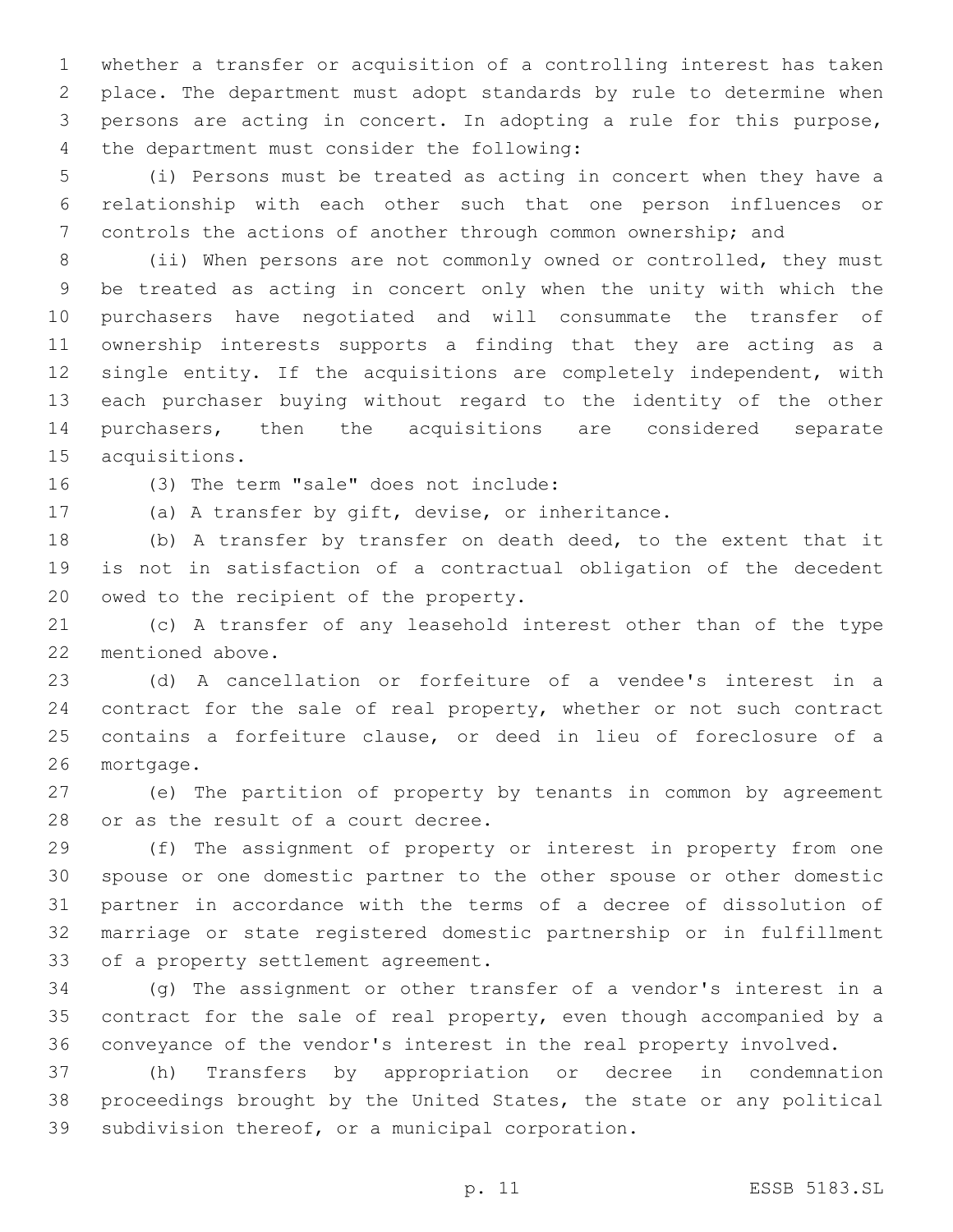whether a transfer or acquisition of a controlling interest has taken place. The department must adopt standards by rule to determine when persons are acting in concert. In adopting a rule for this purpose, the department must consider the following:

(i) Persons must be treated as acting in concert when they have a relationship with each other such that one person influences or controls the actions of another through common ownership; and

(ii) When persons are not commonly owned or controlled, they must be treated as acting in concert only when the unity with which the purchasers have negotiated and will consummate the transfer of ownership interests supports a finding that they are acting as a single entity. If the acquisitions are completely independent, with each purchaser buying without regard to the identity of the other purchasers, then the acquisitions are considered separate acquisitions.

(3) The term "sale" does not include:

(a) A transfer by gift, devise, or inheritance.

(b) A transfer by transfer on death deed, to the extent that it is not in satisfaction of a contractual obligation of the decedent owed to the recipient of the property.

(c) A transfer of any leasehold interest other than of the type mentioned above.

(d) A cancellation or forfeiture of a vendee's interest in a contract for the sale of real property, whether or not such contract contains a forfeiture clause, or deed in lieu of foreclosure of a mortgage.

(e) The partition of property by tenants in common by agreement or as the result of a court decree.

(f) The assignment of property or interest in property from one spouse or one domestic partner to the other spouse or other domestic partner in accordance with the terms of a decree of dissolution of marriage or state registered domestic partnership or in fulfillment of a property settlement agreement.

(g) The assignment or other transfer of a vendor's interest in a contract for the sale of real property, even though accompanied by a conveyance of the vendor's interest in the real property involved.

(h) Transfers by appropriation or decree in condemnation proceedings brought by the United States, the state or any political subdivision thereof, or a municipal corporation.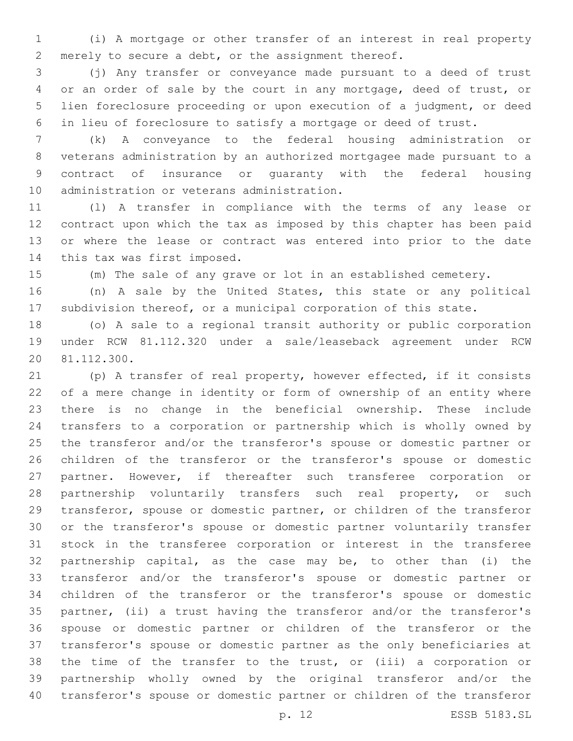(i) A mortgage or other transfer of an interest in real property merely to secure a debt, or the assignment thereof.

(j) Any transfer or conveyance made pursuant to a deed of trust or an order of sale by the court in any mortgage, deed of trust, or lien foreclosure proceeding or upon execution of a judgment, or deed in lieu of foreclosure to satisfy a mortgage or deed of trust.

(k) A conveyance to the federal housing administration or veterans administration by an authorized mortgagee made pursuant to a contract of insurance or guaranty with the federal housing administration or veterans administration.

(l) A transfer in compliance with the terms of any lease or contract upon which the tax as imposed by this chapter has been paid or where the lease or contract was entered into prior to the date this tax was first imposed.

(m) The sale of any grave or lot in an established cemetery.

(n) A sale by the United States, this state or any political subdivision thereof, or a municipal corporation of this state.

(o) A sale to a regional transit authority or public corporation under RCW 81.112.320 under a sale/leaseback agreement under RCW 81.112.300.

(p) A transfer of real property, however effected, if it consists of a mere change in identity or form of ownership of an entity where there is no change in the beneficial ownership. These include transfers to a corporation or partnership which is wholly owned by the transferor and/or the transferor's spouse or domestic partner or children of the transferor or the transferor's spouse or domestic partner. However, if thereafter such transferee corporation or partnership voluntarily transfers such real property, or such transferor, spouse or domestic partner, or children of the transferor or the transferor's spouse or domestic partner voluntarily transfer stock in the transferee corporation or interest in the transferee partnership capital, as the case may be, to other than (i) the transferor and/or the transferor's spouse or domestic partner or children of the transferor or the transferor's spouse or domestic partner, (ii) a trust having the transferor and/or the transferor's spouse or domestic partner or children of the transferor or the transferor's spouse or domestic partner as the only beneficiaries at the time of the transfer to the trust, or (iii) a corporation or partnership wholly owned by the original transferor and/or the transferor's spouse or domestic partner or children of the transferor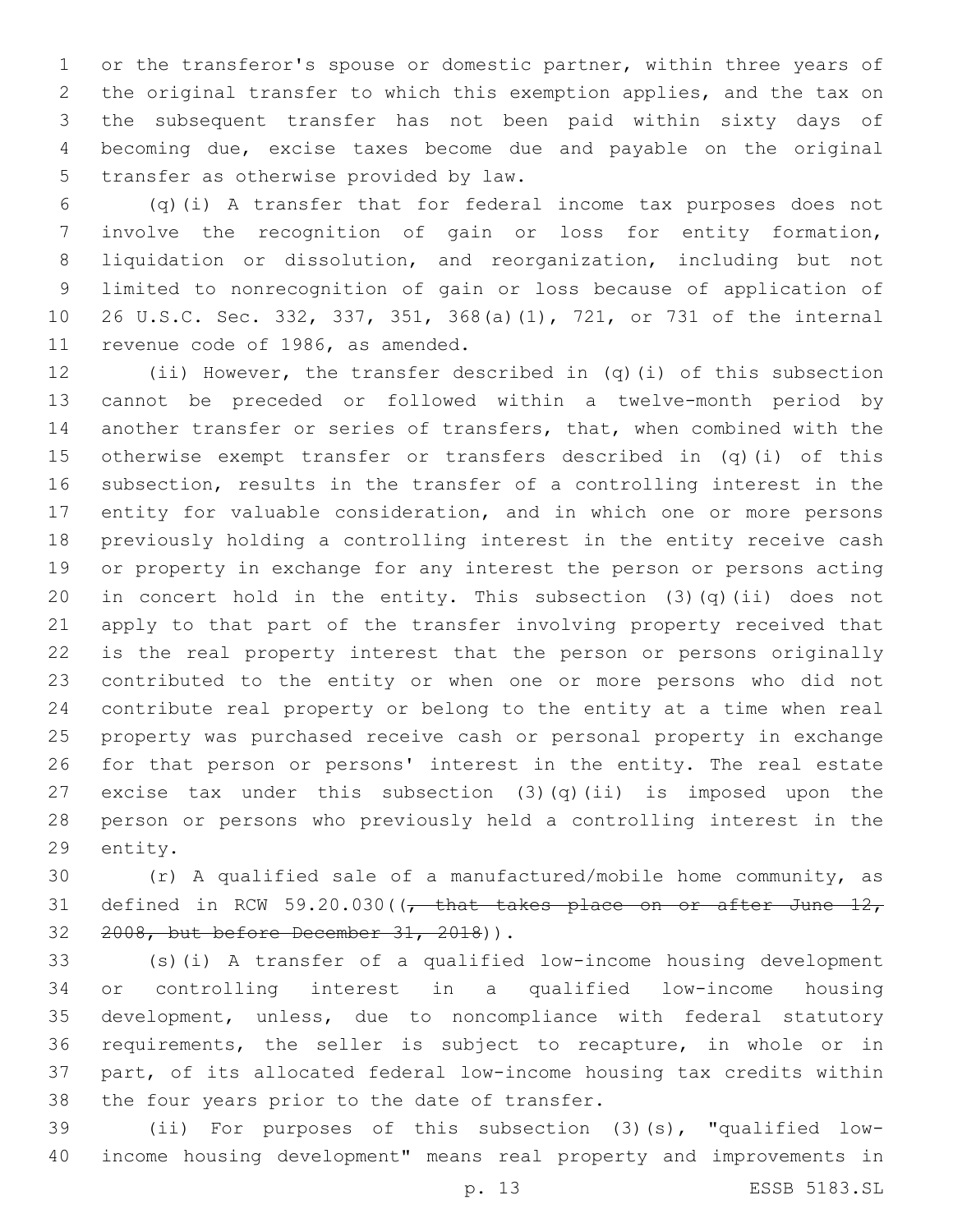or the transferor's spouse or domestic partner, within three years of the original transfer to which this exemption applies, and the tax on the subsequent transfer has not been paid within sixty days of becoming due, excise taxes become due and payable on the original transfer as otherwise provided by law.

(q)(i) A transfer that for federal income tax purposes does not involve the recognition of gain or loss for entity formation, liquidation or dissolution, and reorganization, including but not limited to nonrecognition of gain or loss because of application of 26 U.S.C. Sec. 332, 337, 351, 368(a)(1), 721, or 731 of the internal revenue code of 1986, as amended.

(ii) However, the transfer described in (q)(i) of this subsection cannot be preceded or followed within a twelve-month period by another transfer or series of transfers, that, when combined with the otherwise exempt transfer or transfers described in (q)(i) of this subsection, results in the transfer of a controlling interest in the entity for valuable consideration, and in which one or more persons previously holding a controlling interest in the entity receive cash or property in exchange for any interest the person or persons acting in concert hold in the entity. This subsection (3)(q)(ii) does not apply to that part of the transfer involving property received that is the real property interest that the person or persons originally contributed to the entity or when one or more persons who did not contribute real property or belong to the entity at a time when real property was purchased receive cash or personal property in exchange for that person or persons' interest in the entity. The real estate excise tax under this subsection (3)(q)(ii) is imposed upon the person or persons who previously held a controlling interest in the entity.

(r) A qualified sale of a manufactured/mobile home community, as defined in RCW 59.20.030((~~, that takes place on or after June 12, 2008, but before December 31, 2018~~)).

(s)(i) A transfer of a qualified low-income housing development or controlling interest in a qualified low-income housing development, unless, due to noncompliance with federal statutory requirements, the seller is subject to recapture, in whole or in part, of its allocated federal low-income housing tax credits within the four years prior to the date of transfer.

(ii) For purposes of this subsection (3)(s), "qualified low-income housing development" means real property and improvements in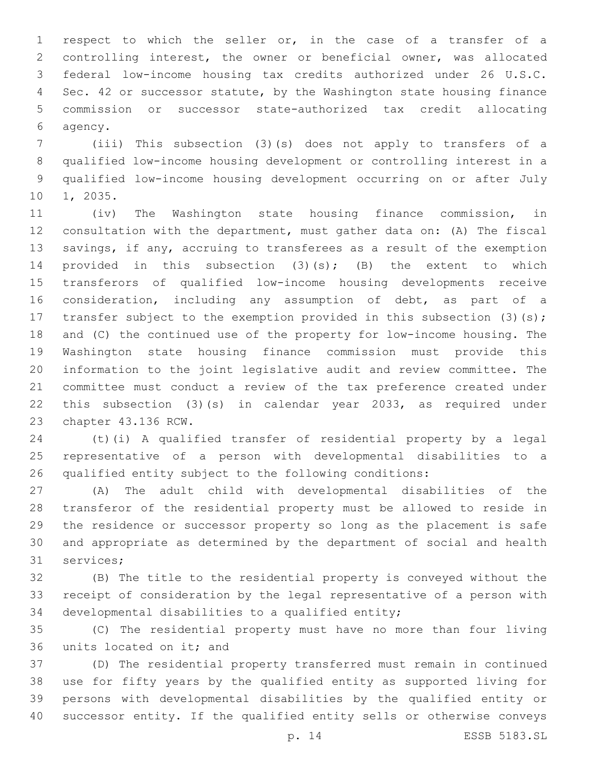respect to which the seller or, in the case of a transfer of a controlling interest, the owner or beneficial owner, was allocated federal low-income housing tax credits authorized under 26 U.S.C. Sec. 42 or successor statute, by the Washington state housing finance commission or successor state-authorized tax credit allocating agency.

(iii) This subsection (3)(s) does not apply to transfers of a qualified low-income housing development or controlling interest in a qualified low-income housing development occurring on or after July 1, 2035.

(iv) The Washington state housing finance commission, in consultation with the department, must gather data on: (A) The fiscal savings, if any, accruing to transferees as a result of the exemption provided in this subsection (3)(s); (B) the extent to which transferors of qualified low-income housing developments receive consideration, including any assumption of debt, as part of a transfer subject to the exemption provided in this subsection (3)(s); and (C) the continued use of the property for low-income housing. The Washington state housing finance commission must provide this information to the joint legislative audit and review committee. The committee must conduct a review of the tax preference created under this subsection (3)(s) in calendar year 2033, as required under chapter 43.136 RCW.

(t)(i) A qualified transfer of residential property by a legal representative of a person with developmental disabilities to a qualified entity subject to the following conditions:

(A) The adult child with developmental disabilities of the transferor of the residential property must be allowed to reside in the residence or successor property so long as the placement is safe and appropriate as determined by the department of social and health services;

(B) The title to the residential property is conveyed without the receipt of consideration by the legal representative of a person with developmental disabilities to a qualified entity;

(C) The residential property must have no more than four living units located on it; and

(D) The residential property transferred must remain in continued use for fifty years by the qualified entity as supported living for persons with developmental disabilities by the qualified entity or successor entity. If the qualified entity sells or otherwise conveys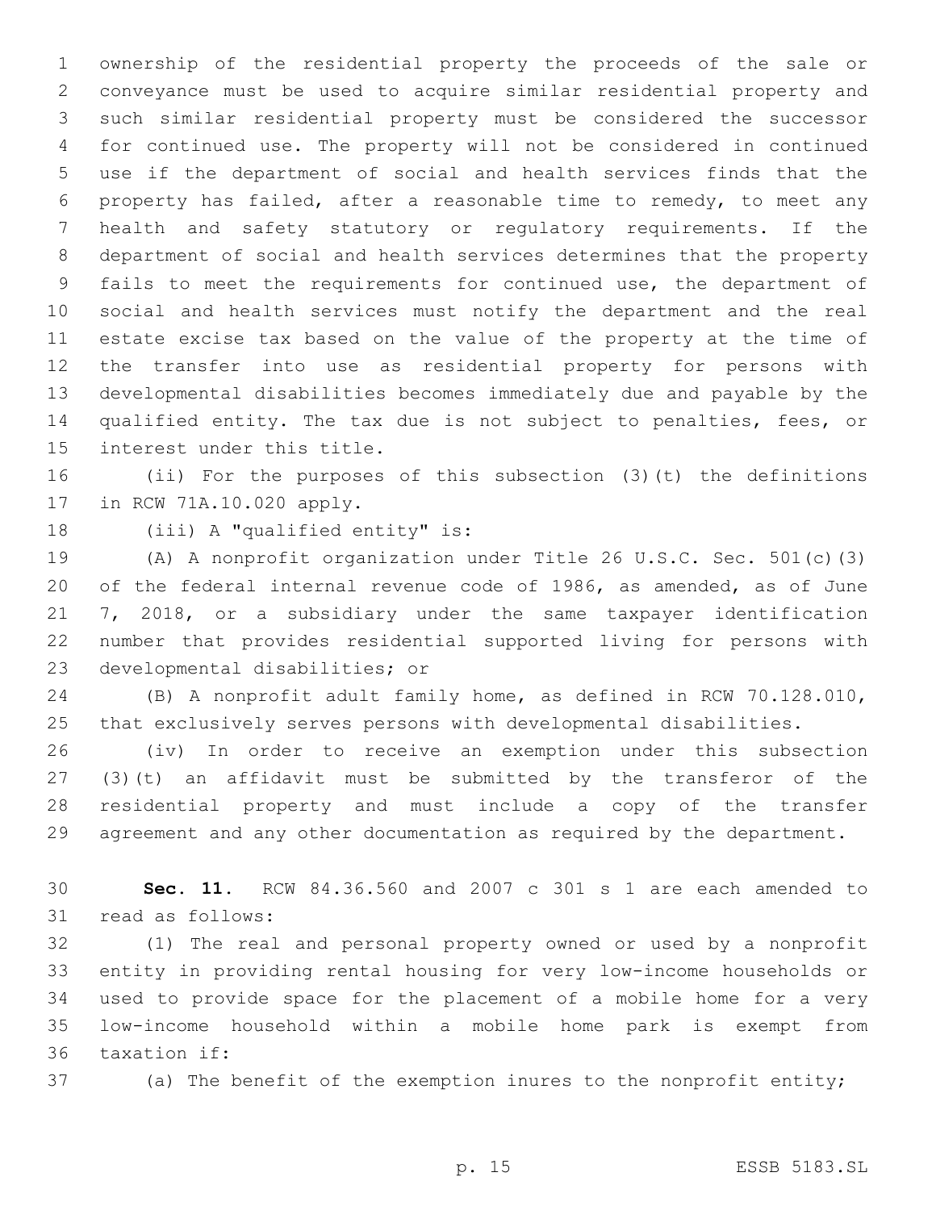ownership of the residential property the proceeds of the sale or conveyance must be used to acquire similar residential property and such similar residential property must be considered the successor for continued use. The property will not be considered in continued use if the department of social and health services finds that the property has failed, after a reasonable time to remedy, to meet any health and safety statutory or regulatory requirements. If the department of social and health services determines that the property fails to meet the requirements for continued use, the department of social and health services must notify the department and the real estate excise tax based on the value of the property at the time of the transfer into use as residential property for persons with developmental disabilities becomes immediately due and payable by the qualified entity. The tax due is not subject to penalties, fees, or interest under this title.

(ii) For the purposes of this subsection (3)(t) the definitions in RCW 71A.10.020 apply.

(iii) A "qualified entity" is:

(A) A nonprofit organization under Title 26 U.S.C. Sec. 501(c)(3) of the federal internal revenue code of 1986, as amended, as of June 7, 2018, or a subsidiary under the same taxpayer identification number that provides residential supported living for persons with developmental disabilities; or

(B) A nonprofit adult family home, as defined in RCW 70.128.010, that exclusively serves persons with developmental disabilities.

(iv) In order to receive an exemption under this subsection (3)(t) an affidavit must be submitted by the transferor of the residential property and must include a copy of the transfer agreement and any other documentation as required by the department.

**Sec. 11.** RCW 84.36.560 and 2007 c 301 s 1 are each amended to read as follows:

(1) The real and personal property owned or used by a nonprofit entity in providing rental housing for very low-income households or used to provide space for the placement of a mobile home for a very low-income household within a mobile home park is exempt from taxation if:

(a) The benefit of the exemption inures to the nonprofit entity;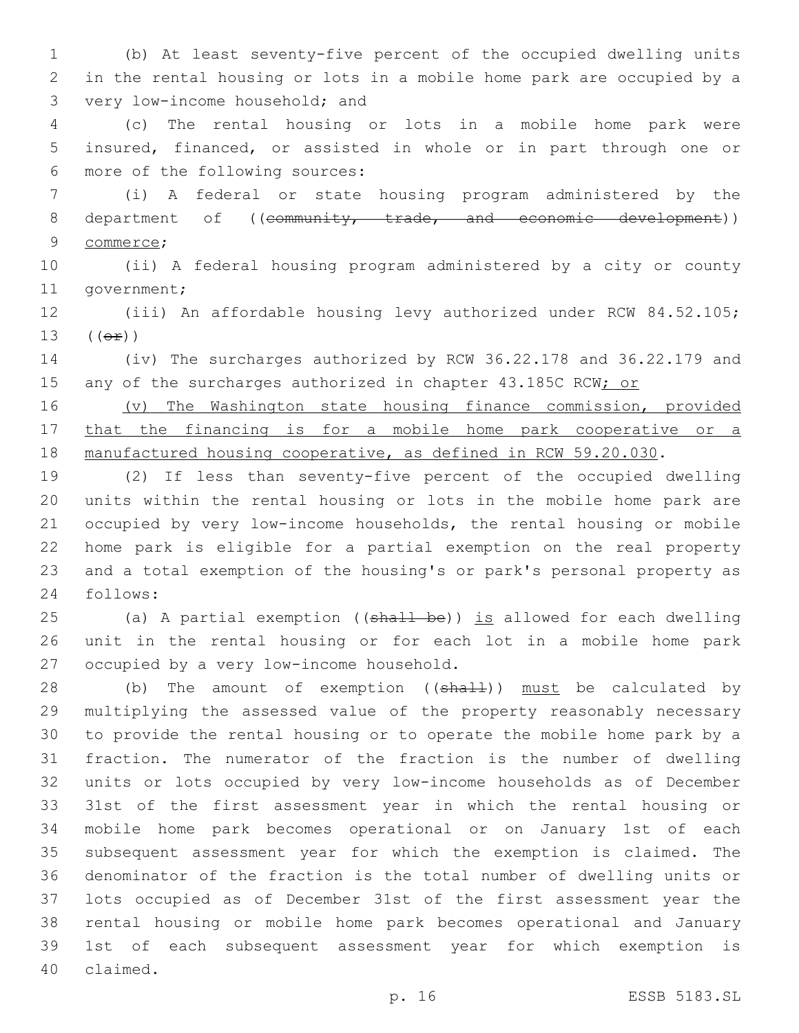(b) At least seventy-five percent of the occupied dwelling units in the rental housing or lots in a mobile home park are occupied by a very low-income household; and

(c) The rental housing or lots in a mobile home park were insured, financed, or assisted in whole or in part through one or more of the following sources:

(i) A federal or state housing program administered by the department of ((~~community, trade, and economic development~~)) <u>commerce</u>;

(ii) A federal housing program administered by a city or county government;

(iii) An affordable housing levy authorized under RCW 84.52.105; ((~~or~~))

(iv) The surcharges authorized by RCW 36.22.178 and 36.22.179 and any of the surcharges authorized in chapter 43.185C RCW<u>; or</u>

<u>(v) The Washington state housing finance commission, provided that the financing is for a mobile home park cooperative or a manufactured housing cooperative, as defined in RCW 59.20.030</u>.

(2) If less than seventy-five percent of the occupied dwelling units within the rental housing or lots in the mobile home park are occupied by very low-income households, the rental housing or mobile home park is eligible for a partial exemption on the real property and a total exemption of the housing's or park's personal property as follows:

(a) A partial exemption ((~~shall be~~)) <u>is</u> allowed for each dwelling unit in the rental housing or for each lot in a mobile home park occupied by a very low-income household.

(b) The amount of exemption ((~~shall~~)) <u>must</u> be calculated by multiplying the assessed value of the property reasonably necessary to provide the rental housing or to operate the mobile home park by a fraction. The numerator of the fraction is the number of dwelling units or lots occupied by very low-income households as of December 31st of the first assessment year in which the rental housing or mobile home park becomes operational or on January 1st of each subsequent assessment year for which the exemption is claimed. The denominator of the fraction is the total number of dwelling units or lots occupied as of December 31st of the first assessment year the rental housing or mobile home park becomes operational and January 1st of each subsequent assessment year for which exemption is claimed.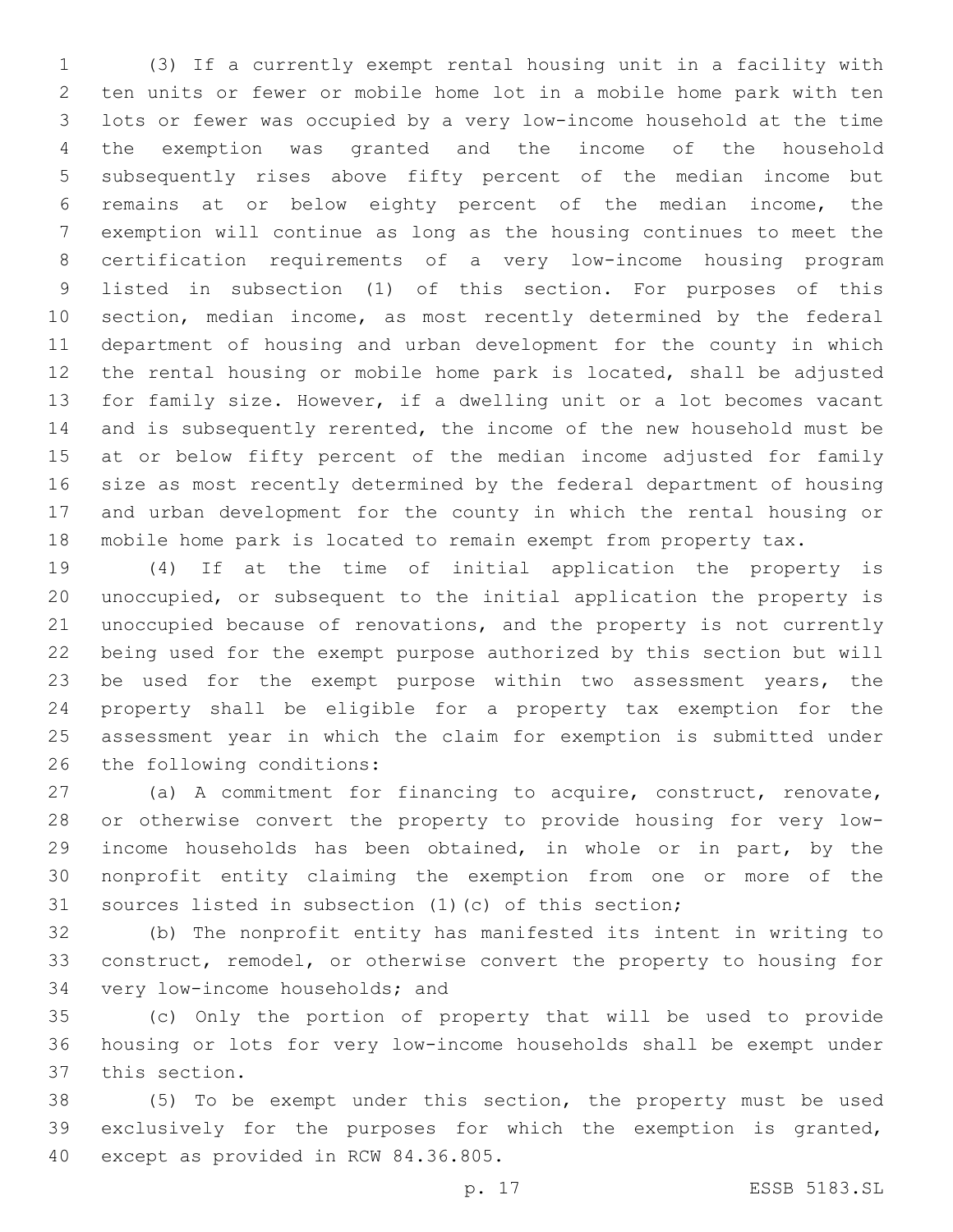(3) If a currently exempt rental housing unit in a facility with ten units or fewer or mobile home lot in a mobile home park with ten lots or fewer was occupied by a very low-income household at the time the exemption was granted and the income of the household subsequently rises above fifty percent of the median income but remains at or below eighty percent of the median income, the exemption will continue as long as the housing continues to meet the certification requirements of a very low-income housing program listed in subsection (1) of this section. For purposes of this section, median income, as most recently determined by the federal department of housing and urban development for the county in which the rental housing or mobile home park is located, shall be adjusted for family size. However, if a dwelling unit or a lot becomes vacant and is subsequently rerented, the income of the new household must be at or below fifty percent of the median income adjusted for family size as most recently determined by the federal department of housing and urban development for the county in which the rental housing or mobile home park is located to remain exempt from property tax.

(4) If at the time of initial application the property is unoccupied, or subsequent to the initial application the property is unoccupied because of renovations, and the property is not currently being used for the exempt purpose authorized by this section but will be used for the exempt purpose within two assessment years, the property shall be eligible for a property tax exemption for the assessment year in which the claim for exemption is submitted under the following conditions:

(a) A commitment for financing to acquire, construct, renovate, or otherwise convert the property to provide housing for very low-income households has been obtained, in whole or in part, by the nonprofit entity claiming the exemption from one or more of the sources listed in subsection (1)(c) of this section;

(b) The nonprofit entity has manifested its intent in writing to construct, remodel, or otherwise convert the property to housing for very low-income households; and

(c) Only the portion of property that will be used to provide housing or lots for very low-income households shall be exempt under this section.

(5) To be exempt under this section, the property must be used exclusively for the purposes for which the exemption is granted, except as provided in RCW 84.36.805.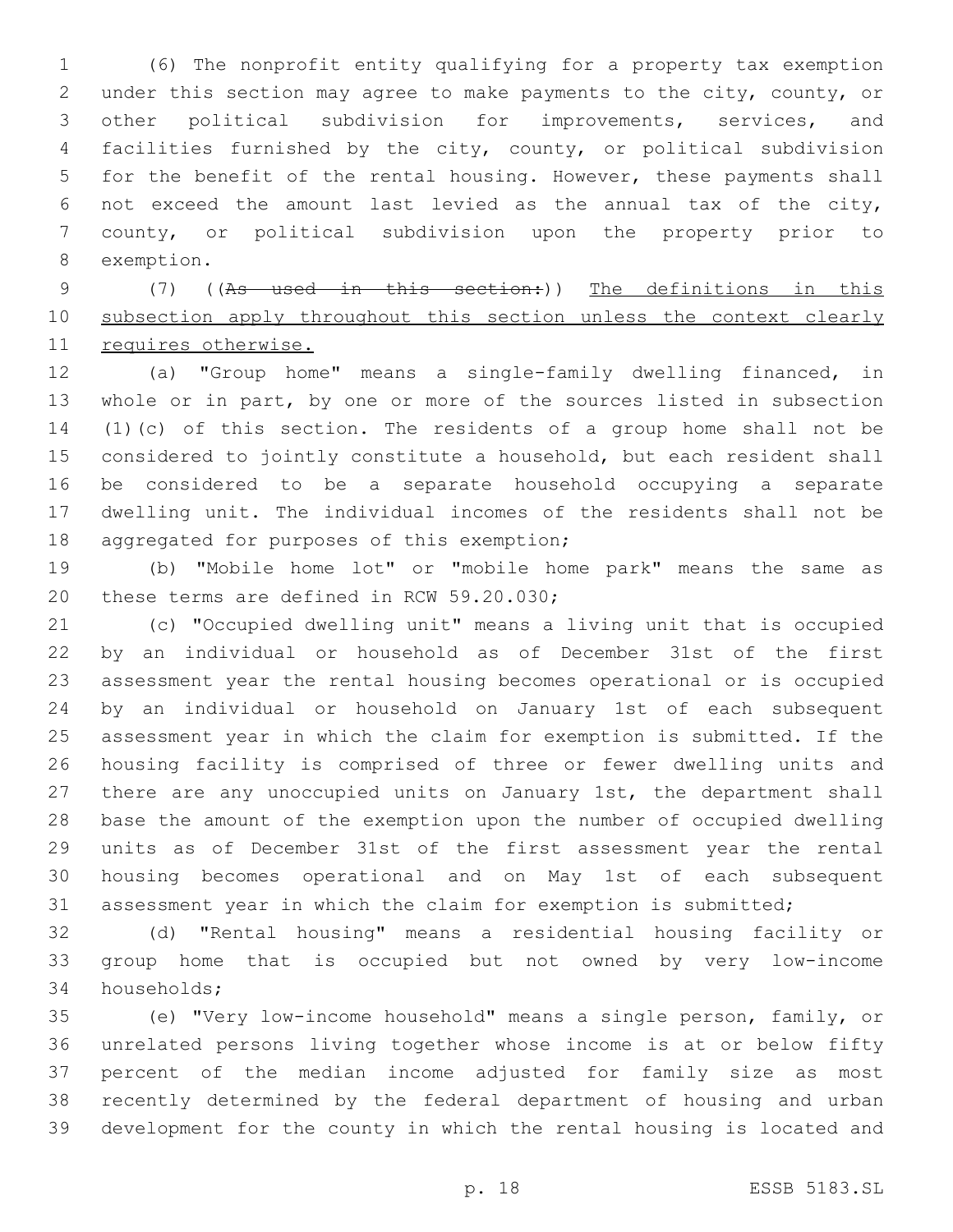(6) The nonprofit entity qualifying for a property tax exemption under this section may agree to make payments to the city, county, or other political subdivision for improvements, services, and facilities furnished by the city, county, or political subdivision for the benefit of the rental housing. However, these payments shall not exceed the amount last levied as the annual tax of the city, county, or political subdivision upon the property prior to exemption.

(7) ((~~As used in this section:~~)) <u>The definitions in this subsection apply throughout this section unless the context clearly requires otherwise.</u>

(a) "Group home" means a single-family dwelling financed, in whole or in part, by one or more of the sources listed in subsection (1)(c) of this section. The residents of a group home shall not be considered to jointly constitute a household, but each resident shall be considered to be a separate household occupying a separate dwelling unit. The individual incomes of the residents shall not be aggregated for purposes of this exemption;

(b) "Mobile home lot" or "mobile home park" means the same as these terms are defined in RCW 59.20.030;

(c) "Occupied dwelling unit" means a living unit that is occupied by an individual or household as of December 31st of the first assessment year the rental housing becomes operational or is occupied by an individual or household on January 1st of each subsequent assessment year in which the claim for exemption is submitted. If the housing facility is comprised of three or fewer dwelling units and there are any unoccupied units on January 1st, the department shall base the amount of the exemption upon the number of occupied dwelling units as of December 31st of the first assessment year the rental housing becomes operational and on May 1st of each subsequent assessment year in which the claim for exemption is submitted;

(d) "Rental housing" means a residential housing facility or group home that is occupied but not owned by very low-income households;

(e) "Very low-income household" means a single person, family, or unrelated persons living together whose income is at or below fifty percent of the median income adjusted for family size as most recently determined by the federal department of housing and urban development for the county in which the rental housing is located and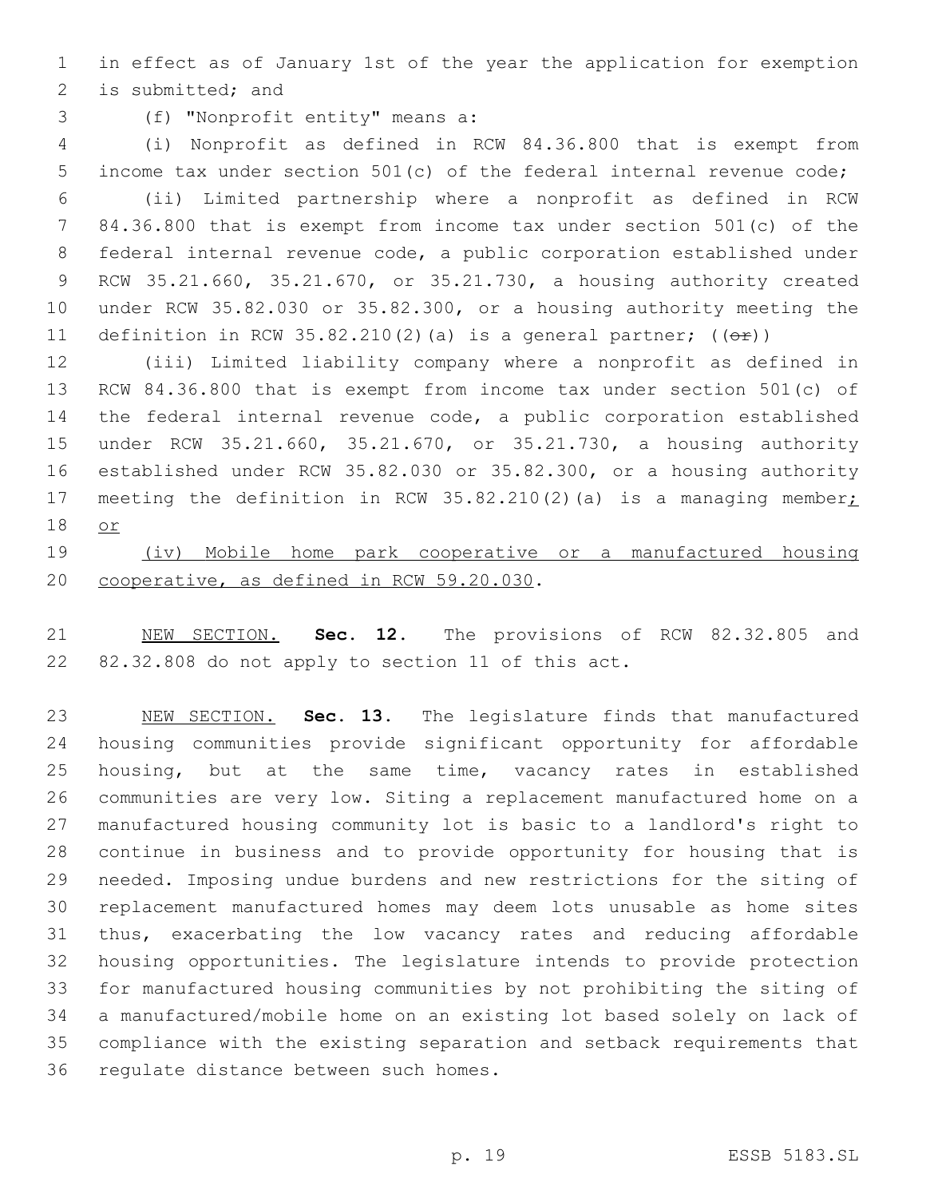in effect as of January 1st of the year the application for exemption is submitted; and

(f) "Nonprofit entity" means a:

(i) Nonprofit as defined in RCW 84.36.800 that is exempt from income tax under section 501(c) of the federal internal revenue code;

(ii) Limited partnership where a nonprofit as defined in RCW 84.36.800 that is exempt from income tax under section 501(c) of the federal internal revenue code, a public corporation established under RCW 35.21.660, 35.21.670, or 35.21.730, a housing authority created under RCW 35.82.030 or 35.82.300, or a housing authority meeting the definition in RCW 35.82.210(2)(a) is a general partner; ((~~or~~))

(iii) Limited liability company where a nonprofit as defined in RCW 84.36.800 that is exempt from income tax under section 501(c) of the federal internal revenue code, a public corporation established under RCW 35.21.660, 35.21.670, or 35.21.730, a housing authority established under RCW 35.82.030 or 35.82.300, or a housing authority meeting the definition in RCW 35.82.210(2)(a) is a managing member<u>; or</u>

<u>(iv) Mobile home park cooperative or a manufactured housing cooperative, as defined in RCW 59.20.030</u>.

<u>NEW SECTION.</u> **Sec. 12.** The provisions of RCW 82.32.805 and 82.32.808 do not apply to section 11 of this act.

<u>NEW SECTION.</u> **Sec. 13.** The legislature finds that manufactured housing communities provide significant opportunity for affordable housing, but at the same time, vacancy rates in established communities are very low. Siting a replacement manufactured home on a manufactured housing community lot is basic to a landlord's right to continue in business and to provide opportunity for housing that is needed. Imposing undue burdens and new restrictions for the siting of replacement manufactured homes may deem lots unusable as home sites thus, exacerbating the low vacancy rates and reducing affordable housing opportunities. The legislature intends to provide protection for manufactured housing communities by not prohibiting the siting of a manufactured/mobile home on an existing lot based solely on lack of compliance with the existing separation and setback requirements that regulate distance between such homes.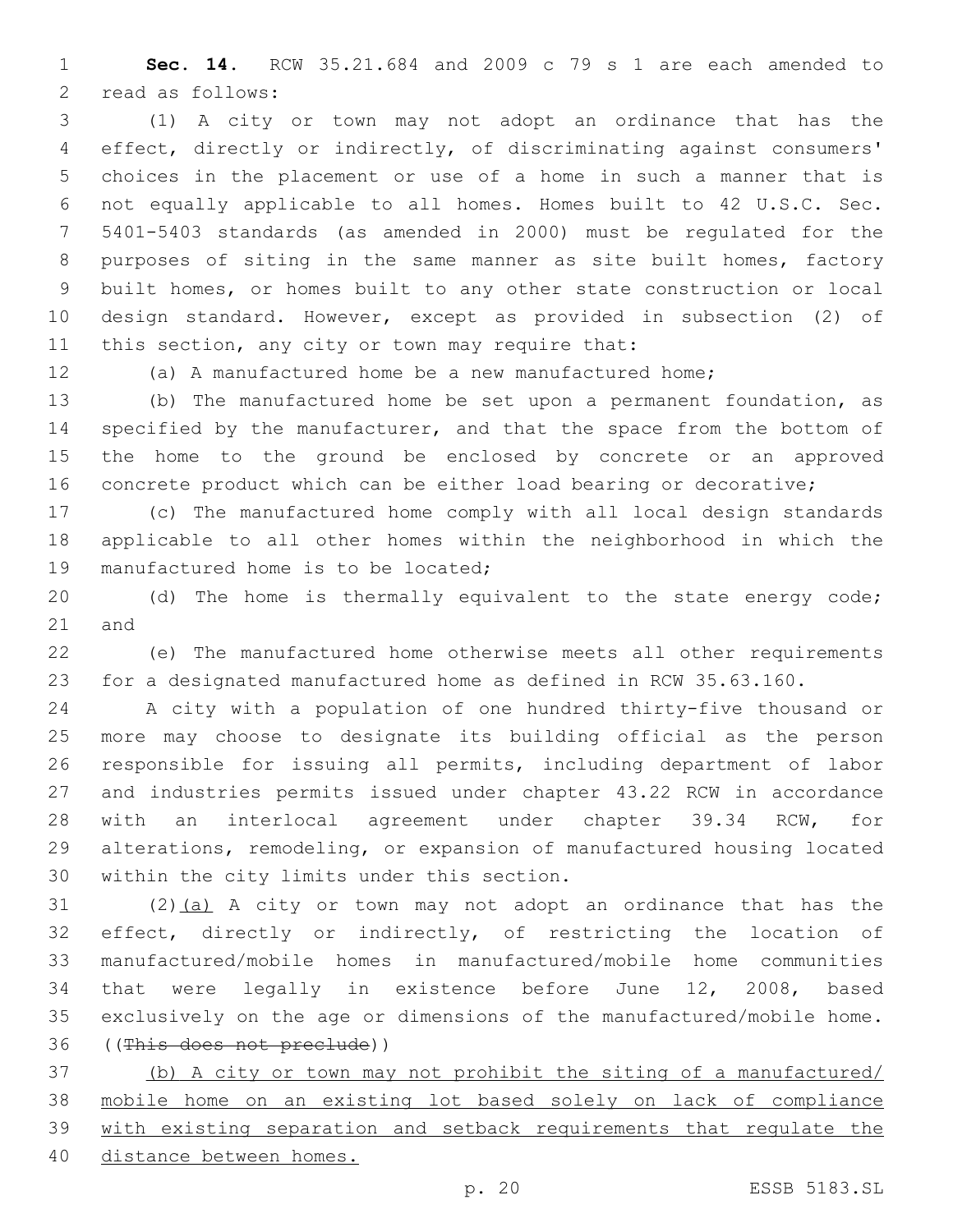**Sec. 14.** RCW 35.21.684 and 2009 c 79 s 1 are each amended to read as follows:

(1) A city or town may not adopt an ordinance that has the effect, directly or indirectly, of discriminating against consumers' choices in the placement or use of a home in such a manner that is not equally applicable to all homes. Homes built to 42 U.S.C. Sec. 5401-5403 standards (as amended in 2000) must be regulated for the purposes of siting in the same manner as site built homes, factory built homes, or homes built to any other state construction or local design standard. However, except as provided in subsection (2) of this section, any city or town may require that:

(a) A manufactured home be a new manufactured home;

(b) The manufactured home be set upon a permanent foundation, as specified by the manufacturer, and that the space from the bottom of the home to the ground be enclosed by concrete or an approved concrete product which can be either load bearing or decorative;

(c) The manufactured home comply with all local design standards applicable to all other homes within the neighborhood in which the manufactured home is to be located;

(d) The home is thermally equivalent to the state energy code; and

(e) The manufactured home otherwise meets all other requirements for a designated manufactured home as defined in RCW 35.63.160.

A city with a population of one hundred thirty-five thousand or more may choose to designate its building official as the person responsible for issuing all permits, including department of labor and industries permits issued under chapter 43.22 RCW in accordance with an interlocal agreement under chapter 39.34 RCW, for alterations, remodeling, or expansion of manufactured housing located within the city limits under this section.

(2)<u>(a)</u> A city or town may not adopt an ordinance that has the effect, directly or indirectly, of restricting the location of manufactured/mobile homes in manufactured/mobile home communities that were legally in existence before June 12, 2008, based exclusively on the age or dimensions of the manufactured/mobile home. ((~~This does not preclude~~))

<u>(b) A city or town may not prohibit the siting of a manufactured/mobile home on an existing lot based solely on lack of compliance with existing separation and setback requirements that regulate the distance between homes.</u>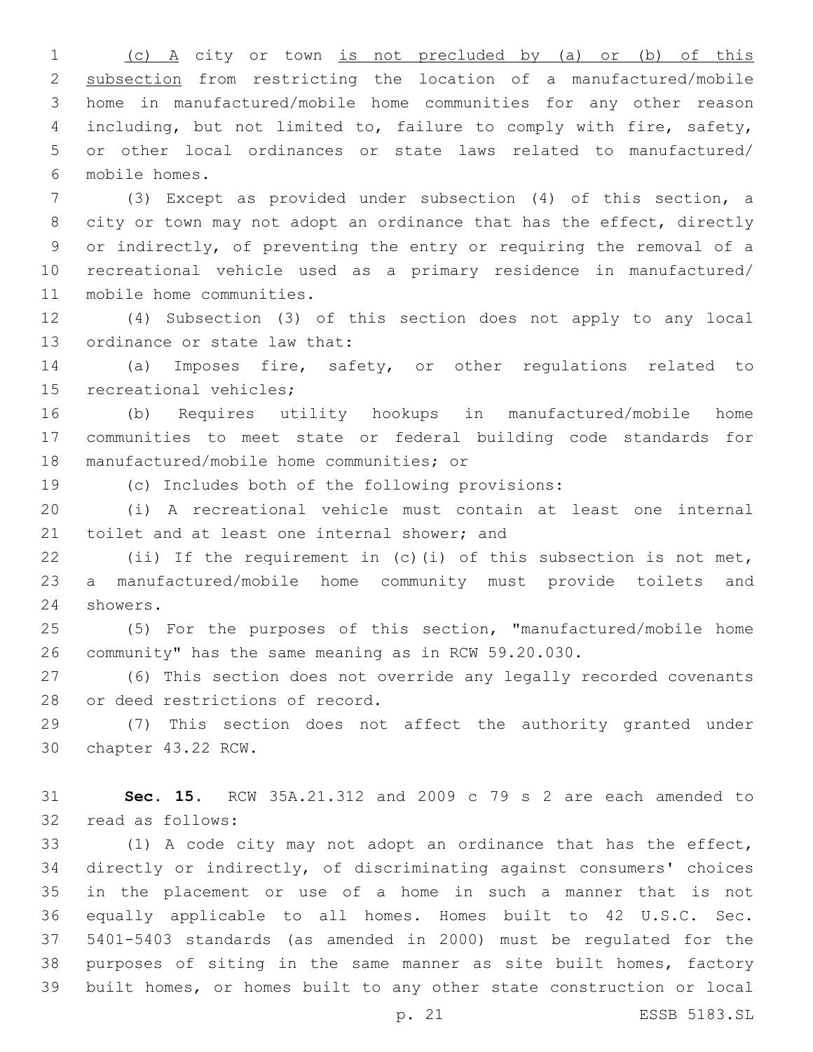(c) A city or town is not precluded by (a) or (b) of this subsection from restricting the location of a manufactured/mobile home in manufactured/mobile home communities for any other reason including, but not limited to, failure to comply with fire, safety, or other local ordinances or state laws related to manufactured/mobile homes.

(3) Except as provided under subsection (4) of this section, a city or town may not adopt an ordinance that has the effect, directly or indirectly, of preventing the entry or requiring the removal of a recreational vehicle used as a primary residence in manufactured/mobile home communities.

(4) Subsection (3) of this section does not apply to any local ordinance or state law that:

(a) Imposes fire, safety, or other regulations related to recreational vehicles;

(b) Requires utility hookups in manufactured/mobile home communities to meet state or federal building code standards for manufactured/mobile home communities; or

(c) Includes both of the following provisions:

(i) A recreational vehicle must contain at least one internal toilet and at least one internal shower; and

(ii) If the requirement in (c)(i) of this subsection is not met, a manufactured/mobile home community must provide toilets and showers.

(5) For the purposes of this section, "manufactured/mobile home community" has the same meaning as in RCW 59.20.030.

(6) This section does not override any legally recorded covenants or deed restrictions of record.

(7) This section does not affect the authority granted under chapter 43.22 RCW.

**Sec. 15.** RCW 35A.21.312 and 2009 c 79 s 2 are each amended to read as follows:

(1) A code city may not adopt an ordinance that has the effect, directly or indirectly, of discriminating against consumers' choices in the placement or use of a home in such a manner that is not equally applicable to all homes. Homes built to 42 U.S.C. Sec. 5401-5403 standards (as amended in 2000) must be regulated for the purposes of siting in the same manner as site built homes, factory built homes, or homes built to any other state construction or local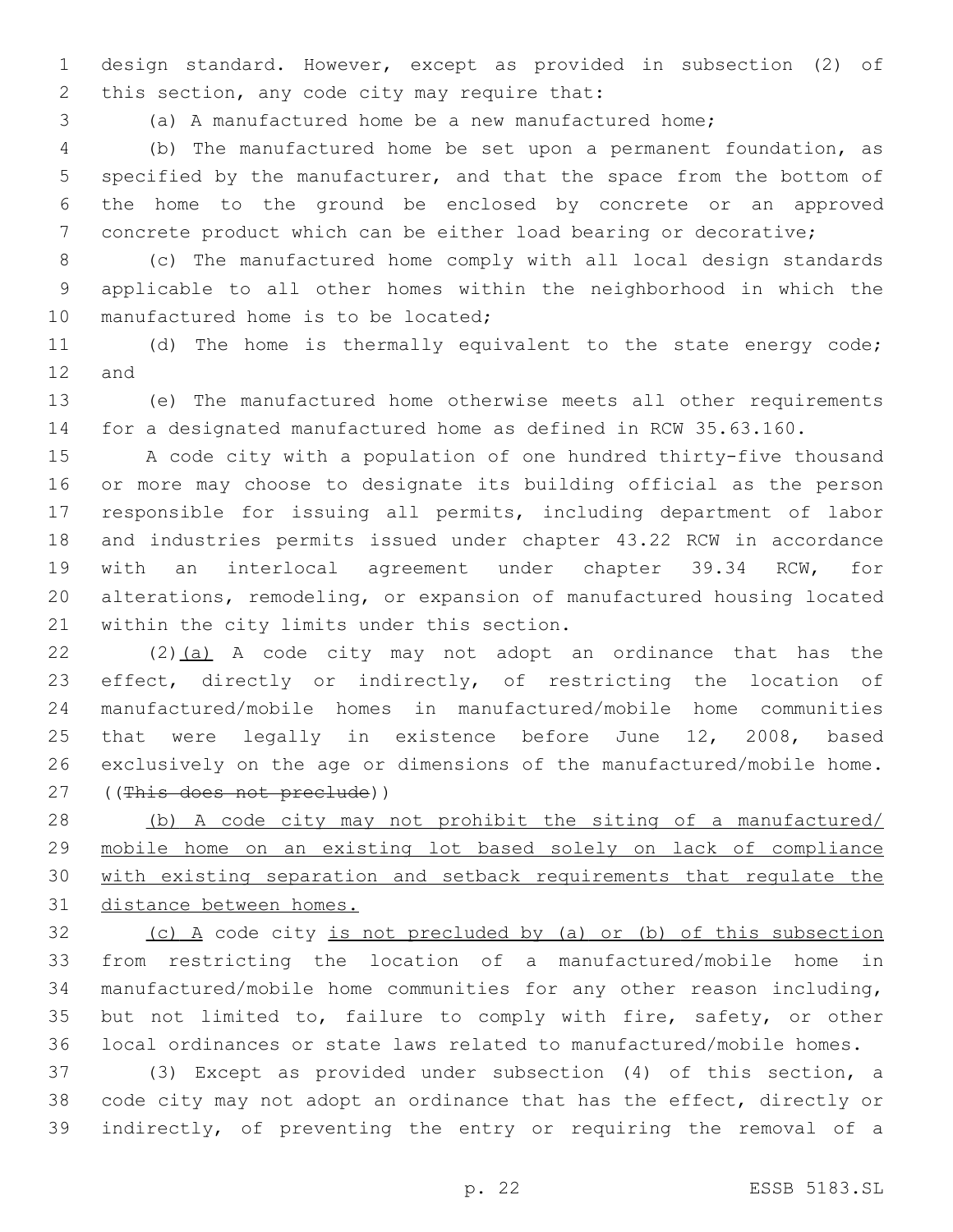design standard. However, except as provided in subsection (2) of this section, any code city may require that:

(a) A manufactured home be a new manufactured home;

(b) The manufactured home be set upon a permanent foundation, as specified by the manufacturer, and that the space from the bottom of the home to the ground be enclosed by concrete or an approved concrete product which can be either load bearing or decorative;

(c) The manufactured home comply with all local design standards applicable to all other homes within the neighborhood in which the manufactured home is to be located;

(d) The home is thermally equivalent to the state energy code; and

(e) The manufactured home otherwise meets all other requirements for a designated manufactured home as defined in RCW 35.63.160.

A code city with a population of one hundred thirty-five thousand or more may choose to designate its building official as the person responsible for issuing all permits, including department of labor and industries permits issued under chapter 43.22 RCW in accordance with an interlocal agreement under chapter 39.34 RCW, for alterations, remodeling, or expansion of manufactured housing located within the city limits under this section.

(2)<u>(a)</u> A code city may not adopt an ordinance that has the effect, directly or indirectly, of restricting the location of manufactured/mobile homes in manufactured/mobile home communities that were legally in existence before June 12, 2008, based exclusively on the age or dimensions of the manufactured/mobile home. ((~~This does not preclude~~))

<u>(b) A code city may not prohibit the siting of a manufactured/mobile home on an existing lot based solely on lack of compliance with existing separation and setback requirements that regulate the distance between homes.</u>

<u>(c) A</u> code city <u>is not precluded by (a) or (b) of this subsection</u> from restricting the location of a manufactured/mobile home in manufactured/mobile home communities for any other reason including, but not limited to, failure to comply with fire, safety, or other local ordinances or state laws related to manufactured/mobile homes.

(3) Except as provided under subsection (4) of this section, a code city may not adopt an ordinance that has the effect, directly or indirectly, of preventing the entry or requiring the removal of a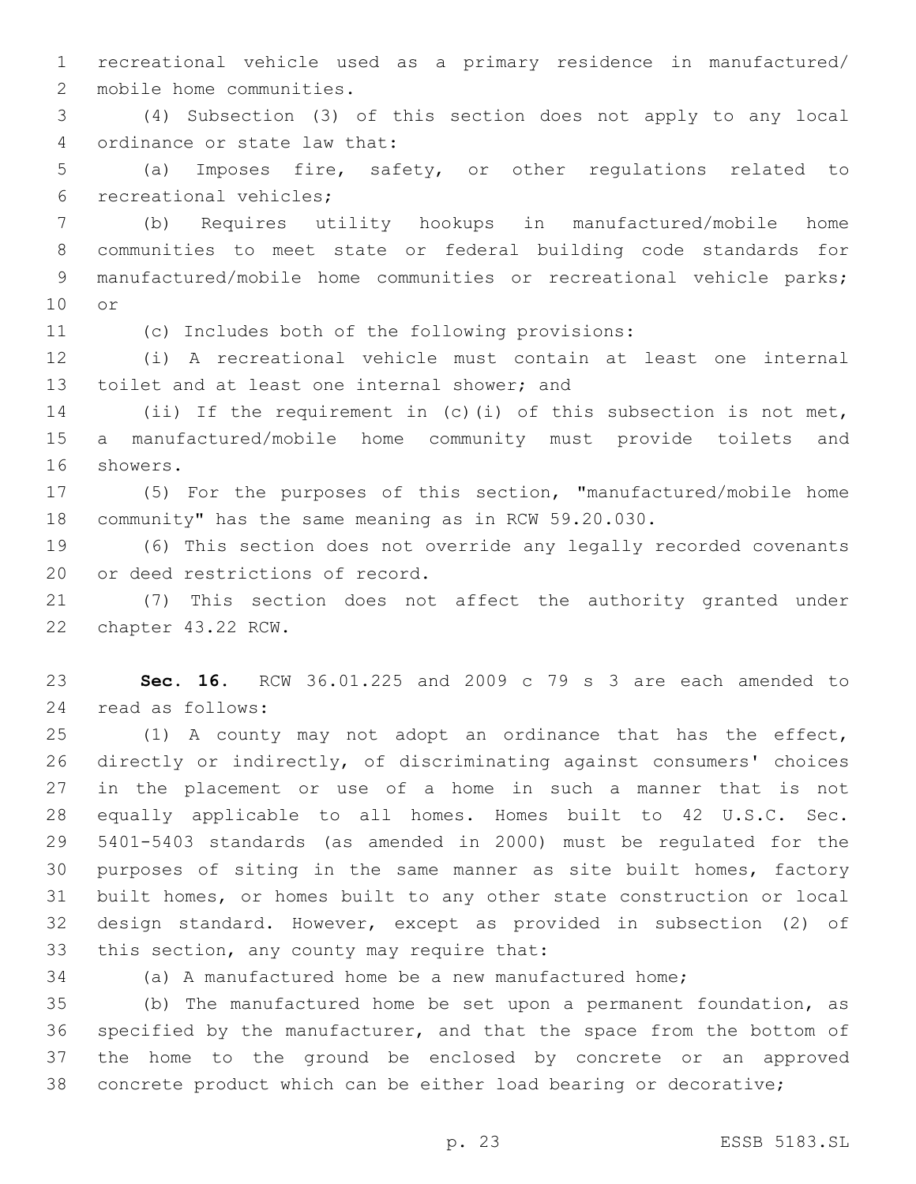recreational vehicle used as a primary residence in manufactured/mobile home communities.

(4) Subsection (3) of this section does not apply to any local ordinance or state law that:

(a) Imposes fire, safety, or other regulations related to recreational vehicles;

(b) Requires utility hookups in manufactured/mobile home communities to meet state or federal building code standards for manufactured/mobile home communities or recreational vehicle parks; or

(c) Includes both of the following provisions:

(i) A recreational vehicle must contain at least one internal toilet and at least one internal shower; and

(ii) If the requirement in (c)(i) of this subsection is not met, a manufactured/mobile home community must provide toilets and showers.

(5) For the purposes of this section, "manufactured/mobile home community" has the same meaning as in RCW 59.20.030.

(6) This section does not override any legally recorded covenants or deed restrictions of record.

(7) This section does not affect the authority granted under chapter 43.22 RCW.

**Sec. 16.** RCW 36.01.225 and 2009 c 79 s 3 are each amended to read as follows:

(1) A county may not adopt an ordinance that has the effect, directly or indirectly, of discriminating against consumers' choices in the placement or use of a home in such a manner that is not equally applicable to all homes. Homes built to 42 U.S.C. Sec. 5401-5403 standards (as amended in 2000) must be regulated for the purposes of siting in the same manner as site built homes, factory built homes, or homes built to any other state construction or local design standard. However, except as provided in subsection (2) of this section, any county may require that:

(a) A manufactured home be a new manufactured home;

(b) The manufactured home be set upon a permanent foundation, as specified by the manufacturer, and that the space from the bottom of the home to the ground be enclosed by concrete or an approved concrete product which can be either load bearing or decorative;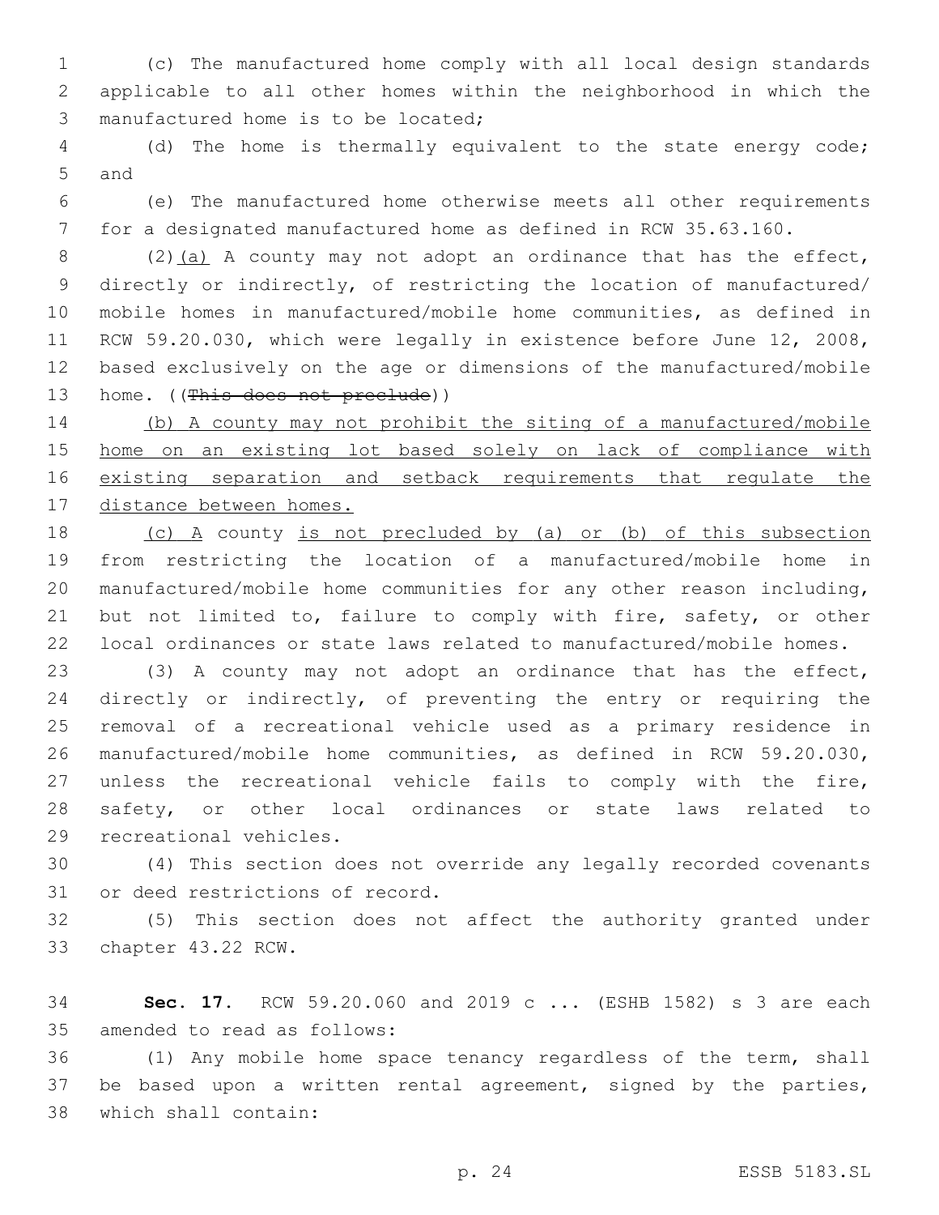(c) The manufactured home comply with all local design standards applicable to all other homes within the neighborhood in which the manufactured home is to be located;

(d) The home is thermally equivalent to the state energy code; and

(e) The manufactured home otherwise meets all other requirements for a designated manufactured home as defined in RCW 35.63.160.

(2)<u>(a)</u> A county may not adopt an ordinance that has the effect, directly or indirectly, of restricting the location of manufactured/mobile homes in manufactured/mobile home communities, as defined in RCW 59.20.030, which were legally in existence before June 12, 2008, based exclusively on the age or dimensions of the manufactured/mobile home. ((~~This does not preclude~~))

<u>(b) A county may not prohibit the siting of a manufactured/mobile home on an existing lot based solely on lack of compliance with existing separation and setback requirements that regulate the distance between homes.</u>

<u>(c) A</u> county <u>is not precluded by (a) or (b) of this subsection</u> from restricting the location of a manufactured/mobile home in manufactured/mobile home communities for any other reason including, but not limited to, failure to comply with fire, safety, or other local ordinances or state laws related to manufactured/mobile homes.

(3) A county may not adopt an ordinance that has the effect, directly or indirectly, of preventing the entry or requiring the removal of a recreational vehicle used as a primary residence in manufactured/mobile home communities, as defined in RCW 59.20.030, unless the recreational vehicle fails to comply with the fire, safety, or other local ordinances or state laws related to recreational vehicles.

(4) This section does not override any legally recorded covenants or deed restrictions of record.

(5) This section does not affect the authority granted under chapter 43.22 RCW.

**Sec. 17.** RCW 59.20.060 and 2019 c ... (ESHB 1582) s 3 are each amended to read as follows:

(1) Any mobile home space tenancy regardless of the term, shall be based upon a written rental agreement, signed by the parties, which shall contain: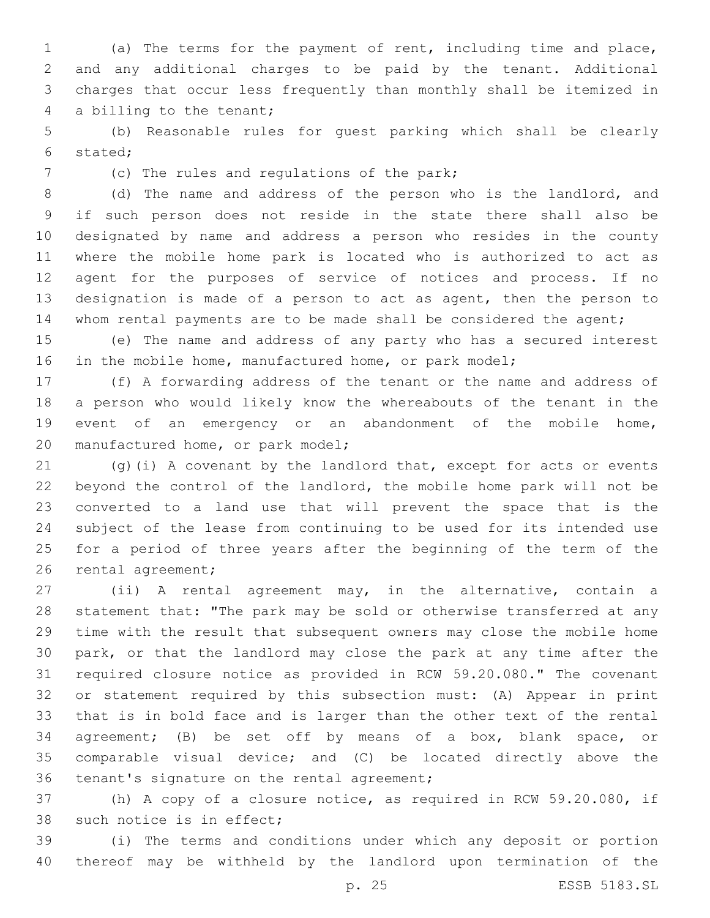(a) The terms for the payment of rent, including time and place, and any additional charges to be paid by the tenant. Additional charges that occur less frequently than monthly shall be itemized in a billing to the tenant;

(b) Reasonable rules for guest parking which shall be clearly stated;

(c) The rules and regulations of the park;

(d) The name and address of the person who is the landlord, and if such person does not reside in the state there shall also be designated by name and address a person who resides in the county where the mobile home park is located who is authorized to act as agent for the purposes of service of notices and process. If no designation is made of a person to act as agent, then the person to whom rental payments are to be made shall be considered the agent;

(e) The name and address of any party who has a secured interest in the mobile home, manufactured home, or park model;

(f) A forwarding address of the tenant or the name and address of a person who would likely know the whereabouts of the tenant in the event of an emergency or an abandonment of the mobile home, manufactured home, or park model;

(g)(i) A covenant by the landlord that, except for acts or events beyond the control of the landlord, the mobile home park will not be converted to a land use that will prevent the space that is the subject of the lease from continuing to be used for its intended use for a period of three years after the beginning of the term of the rental agreement;

(ii) A rental agreement may, in the alternative, contain a statement that: "The park may be sold or otherwise transferred at any time with the result that subsequent owners may close the mobile home park, or that the landlord may close the park at any time after the required closure notice as provided in RCW 59.20.080." The covenant or statement required by this subsection must: (A) Appear in print that is in bold face and is larger than the other text of the rental agreement; (B) be set off by means of a box, blank space, or comparable visual device; and (C) be located directly above the tenant's signature on the rental agreement;

(h) A copy of a closure notice, as required in RCW 59.20.080, if such notice is in effect;

(i) The terms and conditions under which any deposit or portion thereof may be withheld by the landlord upon termination of the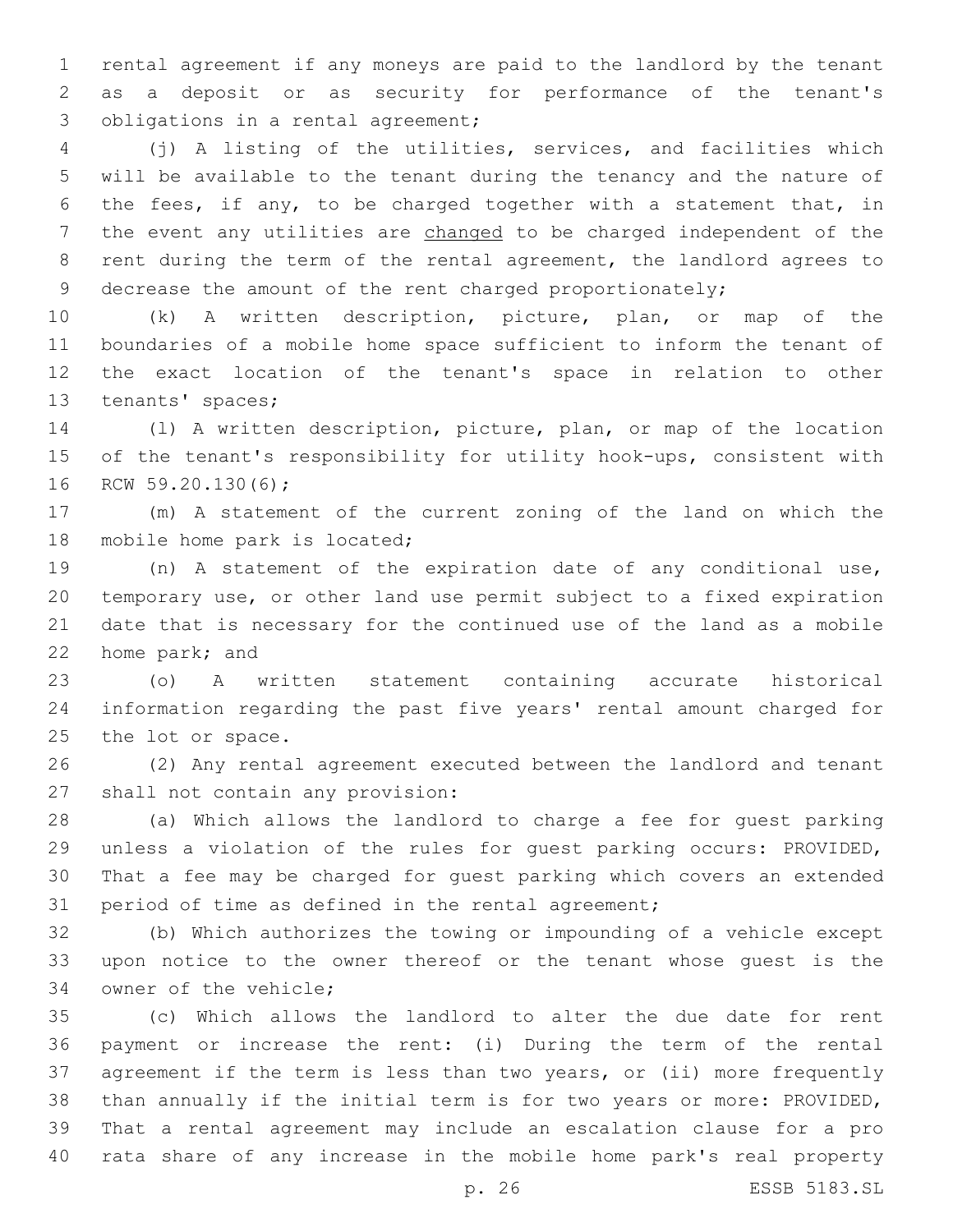rental agreement if any moneys are paid to the landlord by the tenant as a deposit or as security for performance of the tenant's obligations in a rental agreement;

(j) A listing of the utilities, services, and facilities which will be available to the tenant during the tenancy and the nature of the fees, if any, to be charged together with a statement that, in the event any utilities are <u>changed</u> to be charged independent of the rent during the term of the rental agreement, the landlord agrees to decrease the amount of the rent charged proportionately;

(k) A written description, picture, plan, or map of the boundaries of a mobile home space sufficient to inform the tenant of the exact location of the tenant's space in relation to other tenants' spaces;

(l) A written description, picture, plan, or map of the location of the tenant's responsibility for utility hook-ups, consistent with RCW 59.20.130(6);

(m) A statement of the current zoning of the land on which the mobile home park is located;

(n) A statement of the expiration date of any conditional use, temporary use, or other land use permit subject to a fixed expiration date that is necessary for the continued use of the land as a mobile home park; and

(o) A written statement containing accurate historical information regarding the past five years' rental amount charged for the lot or space.

(2) Any rental agreement executed between the landlord and tenant shall not contain any provision:

(a) Which allows the landlord to charge a fee for guest parking unless a violation of the rules for guest parking occurs: PROVIDED, That a fee may be charged for guest parking which covers an extended period of time as defined in the rental agreement;

(b) Which authorizes the towing or impounding of a vehicle except upon notice to the owner thereof or the tenant whose guest is the owner of the vehicle;

(c) Which allows the landlord to alter the due date for rent payment or increase the rent: (i) During the term of the rental agreement if the term is less than two years, or (ii) more frequently than annually if the initial term is for two years or more: PROVIDED, That a rental agreement may include an escalation clause for a pro rata share of any increase in the mobile home park's real property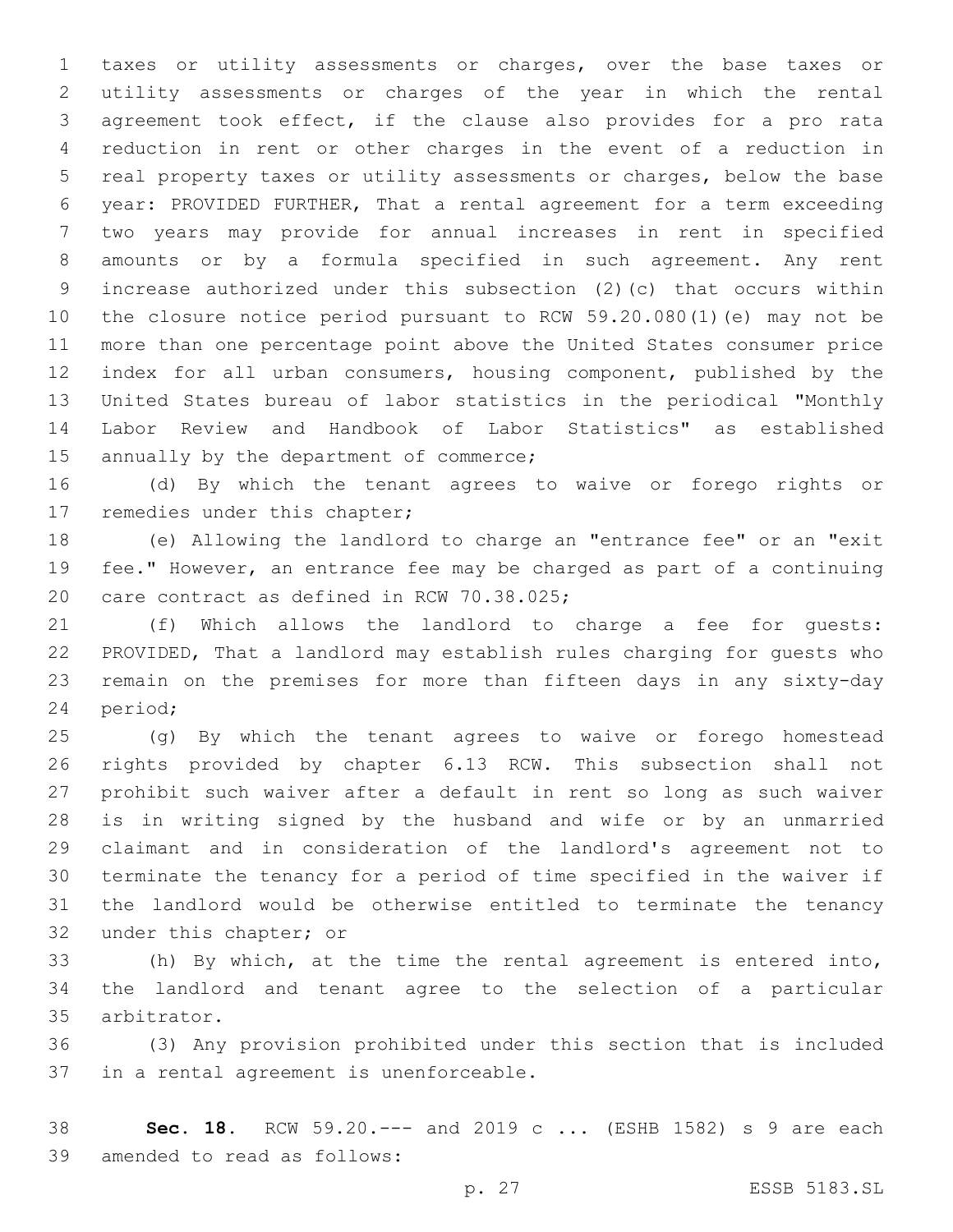taxes or utility assessments or charges, over the base taxes or utility assessments or charges of the year in which the rental agreement took effect, if the clause also provides for a pro rata reduction in rent or other charges in the event of a reduction in real property taxes or utility assessments or charges, below the base year: PROVIDED FURTHER, That a rental agreement for a term exceeding two years may provide for annual increases in rent in specified amounts or by a formula specified in such agreement. Any rent increase authorized under this subsection (2)(c) that occurs within the closure notice period pursuant to RCW 59.20.080(1)(e) may not be more than one percentage point above the United States consumer price index for all urban consumers, housing component, published by the United States bureau of labor statistics in the periodical "Monthly Labor Review and Handbook of Labor Statistics" as established annually by the department of commerce;

(d) By which the tenant agrees to waive or forego rights or remedies under this chapter;

(e) Allowing the landlord to charge an "entrance fee" or an "exit fee." However, an entrance fee may be charged as part of a continuing care contract as defined in RCW 70.38.025;

(f) Which allows the landlord to charge a fee for guests: PROVIDED, That a landlord may establish rules charging for guests who remain on the premises for more than fifteen days in any sixty-day period;

(g) By which the tenant agrees to waive or forego homestead rights provided by chapter 6.13 RCW. This subsection shall not prohibit such waiver after a default in rent so long as such waiver is in writing signed by the husband and wife or by an unmarried claimant and in consideration of the landlord's agreement not to terminate the tenancy for a period of time specified in the waiver if the landlord would be otherwise entitled to terminate the tenancy under this chapter; or

(h) By which, at the time the rental agreement is entered into, the landlord and tenant agree to the selection of a particular arbitrator.

(3) Any provision prohibited under this section that is included in a rental agreement is unenforceable.

**Sec. 18.** RCW 59.20.--- and 2019 c ... (ESHB 1582) s 9 are each amended to read as follows: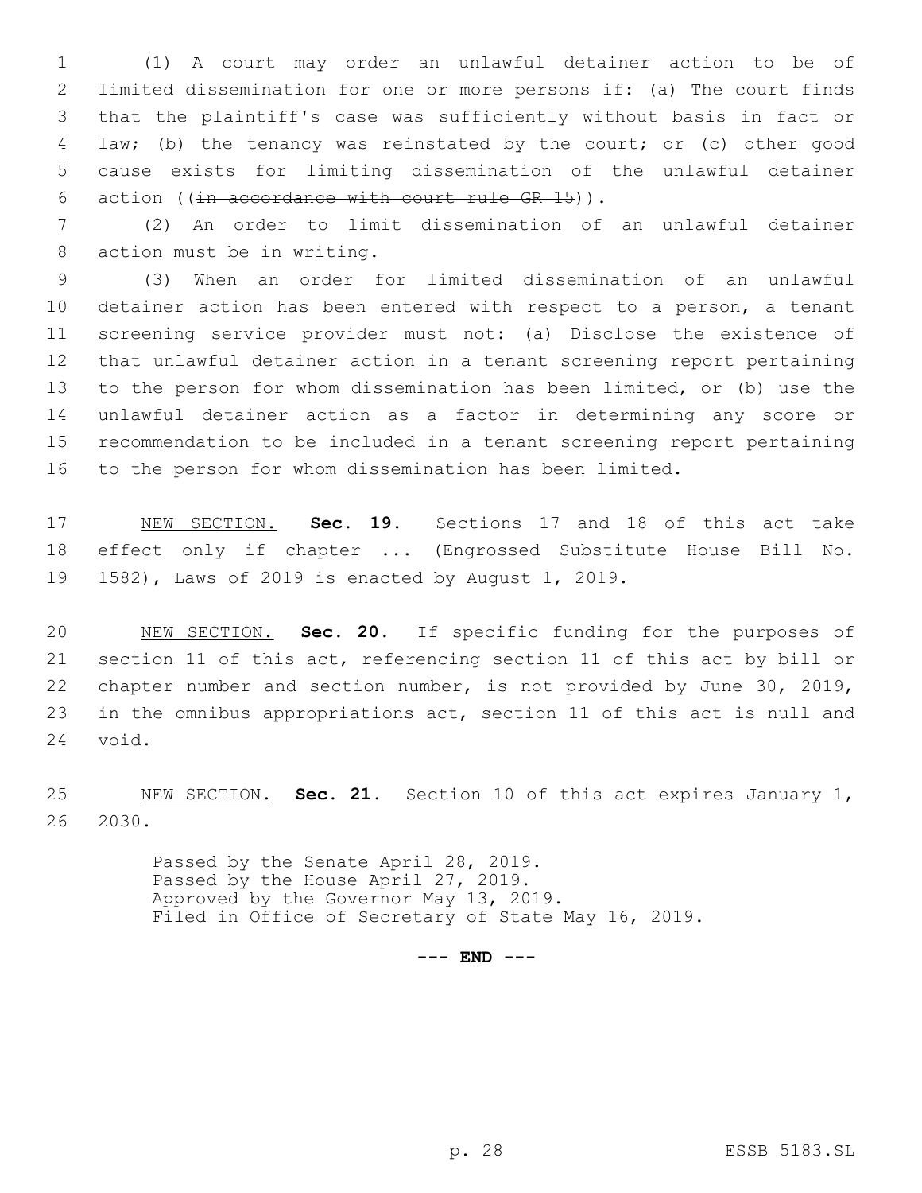(1) A court may order an unlawful detainer action to be of limited dissemination for one or more persons if: (a) The court finds that the plaintiff's case was sufficiently without basis in fact or law; (b) the tenancy was reinstated by the court; or (c) other good cause exists for limiting dissemination of the unlawful detainer action ((~~in accordance with court rule GR 15~~)).

(2) An order to limit dissemination of an unlawful detainer action must be in writing.

(3) When an order for limited dissemination of an unlawful detainer action has been entered with respect to a person, a tenant screening service provider must not: (a) Disclose the existence of that unlawful detainer action in a tenant screening report pertaining to the person for whom dissemination has been limited, or (b) use the unlawful detainer action as a factor in determining any score or recommendation to be included in a tenant screening report pertaining to the person for whom dissemination has been limited.

NEW SECTION. **Sec. 19.** Sections 17 and 18 of this act take effect only if chapter ... (Engrossed Substitute House Bill No. 1582), Laws of 2019 is enacted by August 1, 2019.

NEW SECTION. **Sec. 20.** If specific funding for the purposes of section 11 of this act, referencing section 11 of this act by bill or chapter number and section number, is not provided by June 30, 2019, in the omnibus appropriations act, section 11 of this act is null and void.

NEW SECTION. **Sec. 21.** Section 10 of this act expires January 1, 2030.

Passed by the Senate April 28, 2019.
Passed by the House April 27, 2019.
Approved by the Governor May 13, 2019.
Filed in Office of Secretary of State May 16, 2019.

**--- END ---**